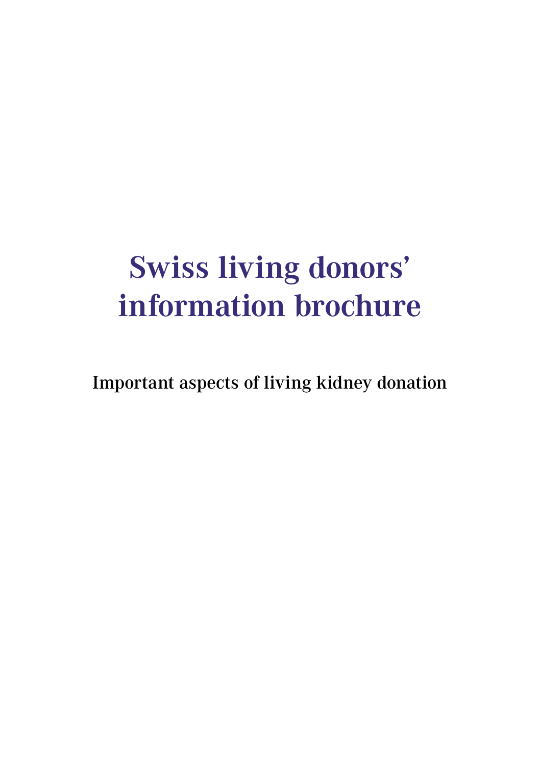# Swiss living donors' information brochure

Important aspects of living kidney donation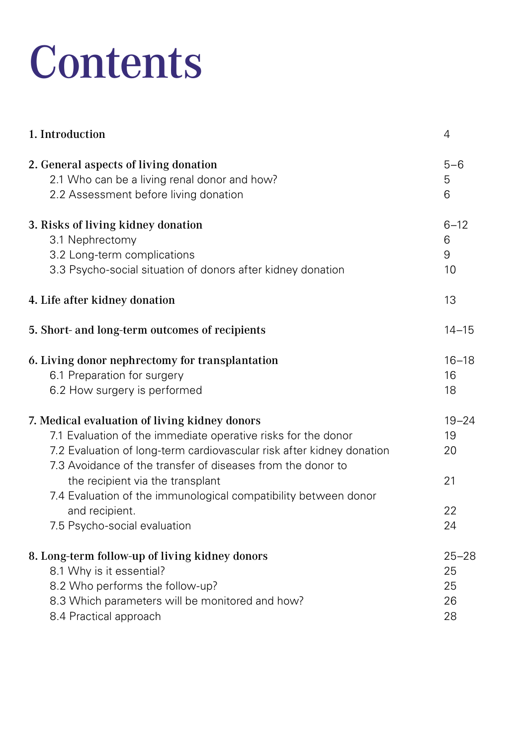# Contents

| | |
|---|---|
| **1. Introduction** | 4 |
| **2. General aspects of living donation** | 5–6 |
| 2.1 Who can be a living renal donor and how? | 5 |
| 2.2 Assessment before living donation | 6 |
| **3. Risks of living kidney donation** | 6–12 |
| 3.1 Nephrectomy | 6 |
| 3.2 Long-term complications | 9 |
| 3.3 Psycho-social situation of donors after kidney donation | 10 |
| **4. Life after kidney donation** | 13 |
| **5. Short- and long-term outcomes of recipients** | 14–15 |
| **6. Living donor nephrectomy for transplantation** | 16–18 |
| 6.1 Preparation for surgery | 16 |
| 6.2 How surgery is performed | 18 |
| **7. Medical evaluation of living kidney donors** | 19–24 |
| 7.1 Evaluation of the immediate operative risks for the donor | 19 |
| 7.2 Evaluation of long-term cardiovascular risk after kidney donation | 20 |
| 7.3 Avoidance of the transfer of diseases from the donor to the recipient via the transplant | 21 |
| 7.4 Evaluation of the immunological compatibility between donor and recipient. | 22 |
| 7.5 Psycho-social evaluation | 24 |
| **8. Long-term follow-up of living kidney donors** | 25–28 |
| 8.1 Why is it essential? | 25 |
| 8.2 Who performs the follow-up? | 25 |
| 8.3 Which parameters will be monitored and how? | 26 |
| 8.4 Practical approach | 28 |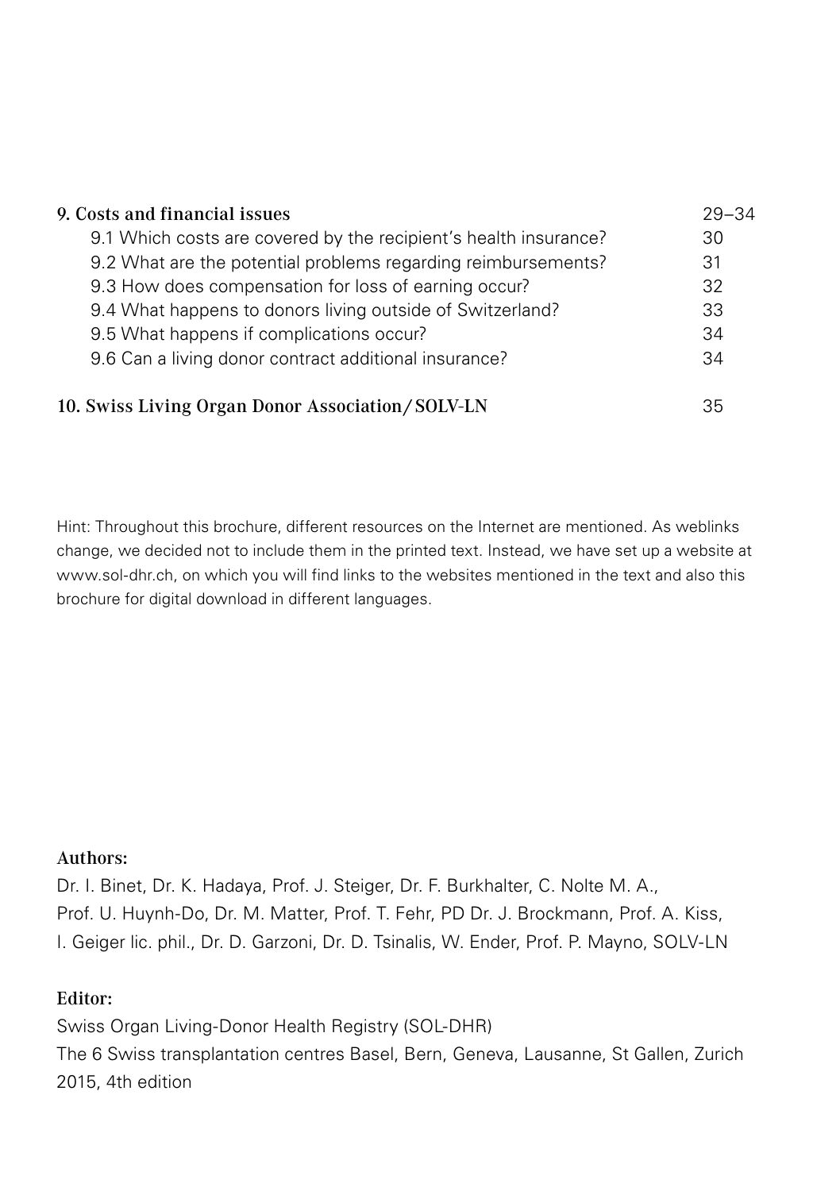| | |
|---|---|
| **9. Costs and financial issues** | 29–34 |
| 9.1 Which costs are covered by the recipient's health insurance? | 30 |
| 9.2 What are the potential problems regarding reimbursements? | 31 |
| 9.3 How does compensation for loss of earning occur? | 32 |
| 9.4 What happens to donors living outside of Switzerland? | 33 |
| 9.5 What happens if complications occur? | 34 |
| 9.6 Can a living donor contract additional insurance? | 34 |
| **10. Swiss Living Organ Donor Association/ SOLV-LN** | 35 |

Hint: Throughout this brochure, different resources on the Internet are mentioned. As weblinks change, we decided not to include them in the printed text. Instead, we have set up a website at www.sol-dhr.ch, on which you will find links to the websites mentioned in the text and also this brochure for digital download in different languages.

**Authors:**

Dr. I. Binet, Dr. K. Hadaya, Prof. J. Steiger, Dr. F. Burkhalter, C. Nolte M. A., Prof. U. Huynh-Do, Dr. M. Matter, Prof. T. Fehr, PD Dr. J. Brockmann, Prof. A. Kiss, I. Geiger lic. phil., Dr. D. Garzoni, Dr. D. Tsinalis, W. Ender, Prof. P. Mayno, SOLV-LN

**Editor:**

Swiss Organ Living-Donor Health Registry (SOL-DHR)
The 6 Swiss transplantation centres Basel, Bern, Geneva, Lausanne, St Gallen, Zurich
2015, 4th edition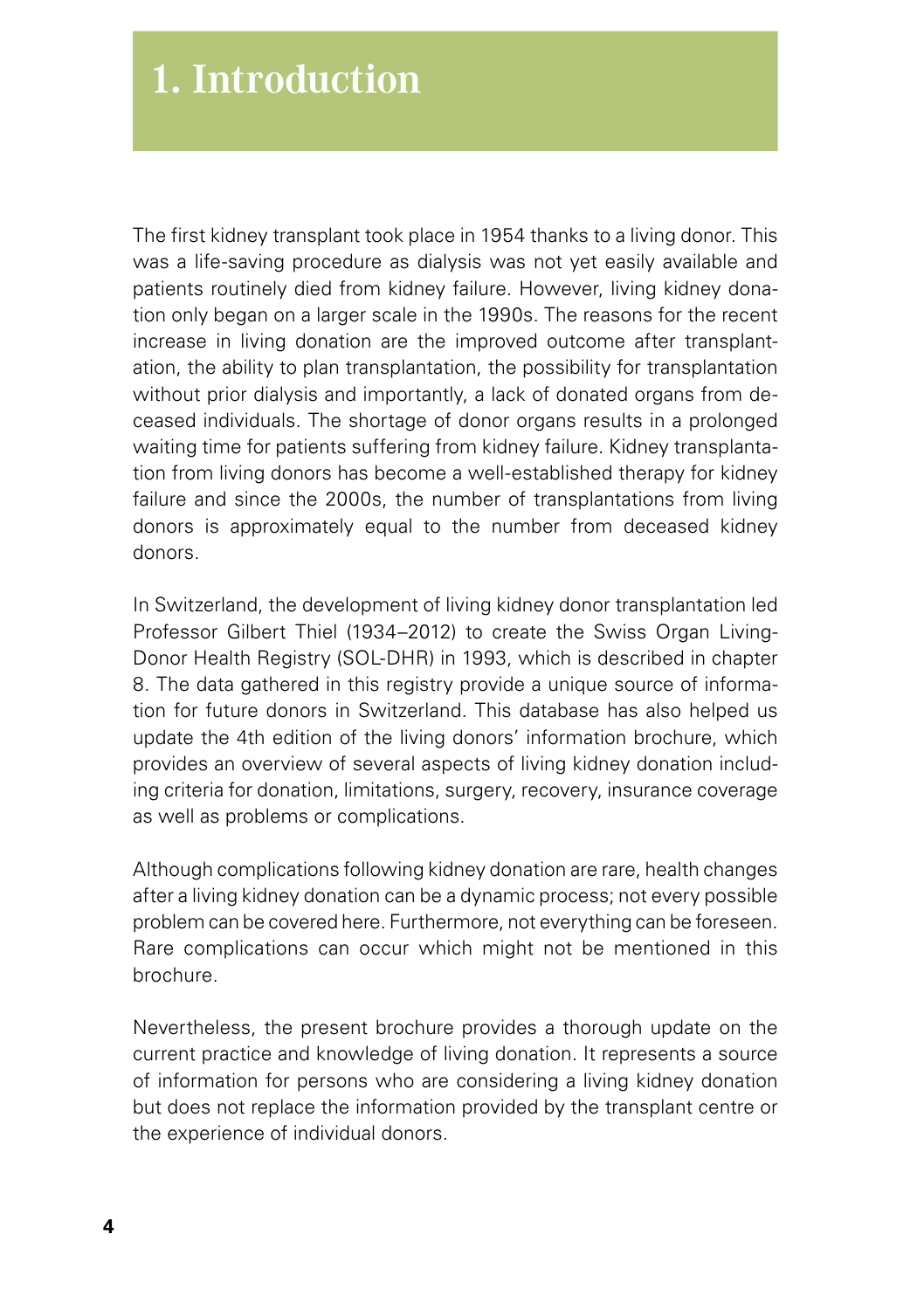# 1. Introduction

The first kidney transplant took place in 1954 thanks to a living donor. This was a life-saving procedure as dialysis was not yet easily available and patients routinely died from kidney failure. However, living kidney donation only began on a larger scale in the 1990s. The reasons for the recent increase in living donation are the improved outcome after transplantation, the ability to plan transplantation, the possibility for transplantation without prior dialysis and importantly, a lack of donated organs from deceased individuals. The shortage of donor organs results in a prolonged waiting time for patients suffering from kidney failure. Kidney transplantation from living donors has become a well-established therapy for kidney failure and since the 2000s, the number of transplantations from living donors is approximately equal to the number from deceased kidney donors.

In Switzerland, the development of living kidney donor transplantation led Professor Gilbert Thiel (1934–2012) to create the Swiss Organ Living-Donor Health Registry (SOL-DHR) in 1993, which is described in chapter 8. The data gathered in this registry provide a unique source of information for future donors in Switzerland. This database has also helped us update the 4th edition of the living donors' information brochure, which provides an overview of several aspects of living kidney donation including criteria for donation, limitations, surgery, recovery, insurance coverage as well as problems or complications.

Although complications following kidney donation are rare, health changes after a living kidney donation can be a dynamic process; not every possible problem can be covered here. Furthermore, not everything can be foreseen. Rare complications can occur which might not be mentioned in this brochure.

Nevertheless, the present brochure provides a thorough update on the current practice and knowledge of living donation. It represents a source of information for persons who are considering a living kidney donation but does not replace the information provided by the transplant centre or the experience of individual donors.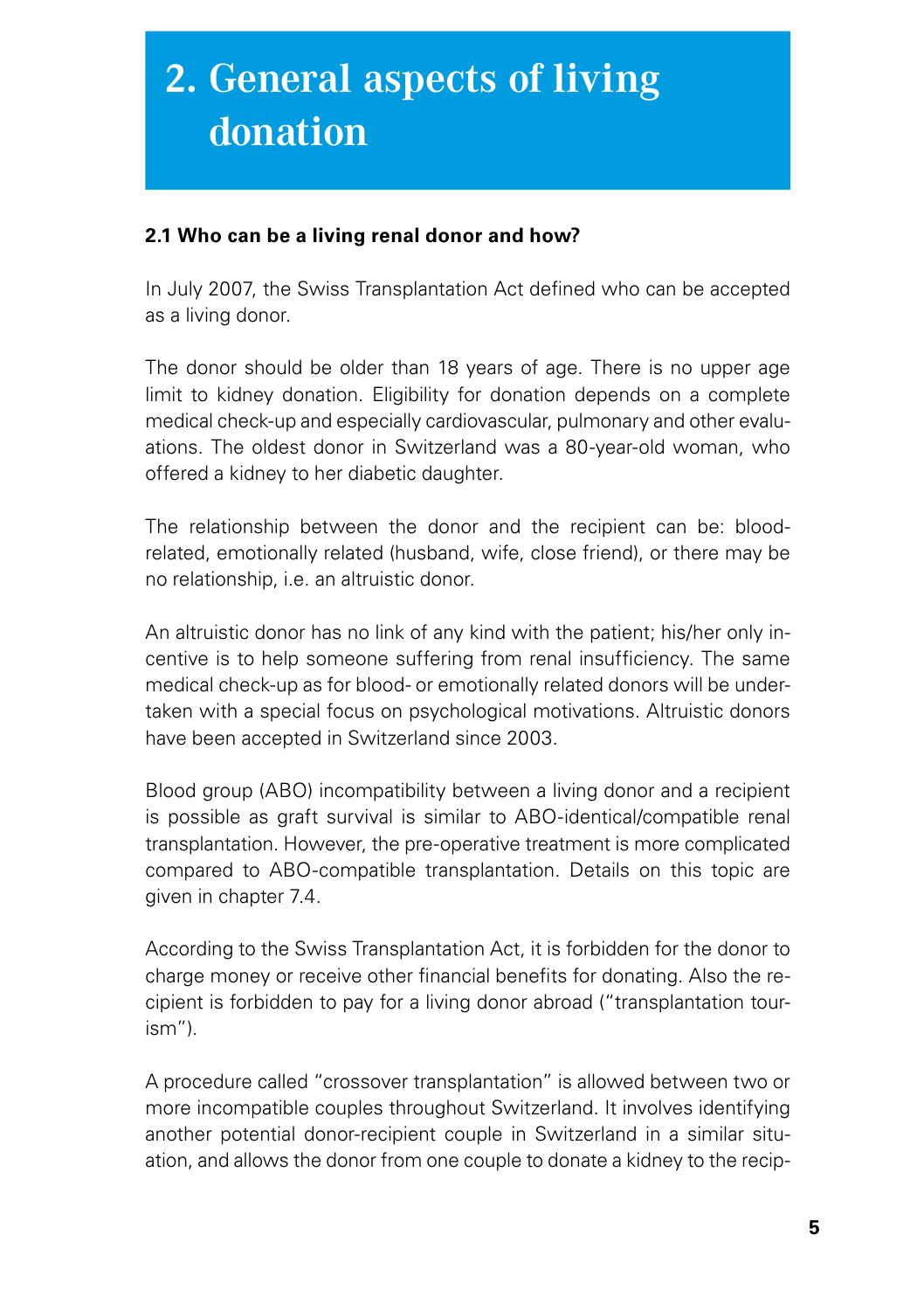# 2. General aspects of living donation

### 2.1 Who can be a living renal donor and how?

In July 2007, the Swiss Transplantation Act defined who can be accepted as a living donor.

The donor should be older than 18 years of age. There is no upper age limit to kidney donation. Eligibility for donation depends on a complete medical check-up and especially cardiovascular, pulmonary and other evaluations. The oldest donor in Switzerland was a 80-year-old woman, who offered a kidney to her diabetic daughter.

The relationship between the donor and the recipient can be: blood-related, emotionally related (husband, wife, close friend), or there may be no relationship, i.e. an altruistic donor.

An altruistic donor has no link of any kind with the patient; his/her only incentive is to help someone suffering from renal insufficiency. The same medical check-up as for blood- or emotionally related donors will be undertaken with a special focus on psychological motivations. Altruistic donors have been accepted in Switzerland since 2003.

Blood group (ABO) incompatibility between a living donor and a recipient is possible as graft survival is similar to ABO-identical/compatible renal transplantation. However, the pre-operative treatment is more complicated compared to ABO-compatible transplantation. Details on this topic are given in chapter 7.4.

According to the Swiss Transplantation Act, it is forbidden for the donor to charge money or receive other financial benefits for donating. Also the recipient is forbidden to pay for a living donor abroad ("transplantation tourism").

A procedure called "crossover transplantation" is allowed between two or more incompatible couples throughout Switzerland. It involves identifying another potential donor-recipient couple in Switzerland in a similar situation, and allows the donor from one couple to donate a kidney to the recip-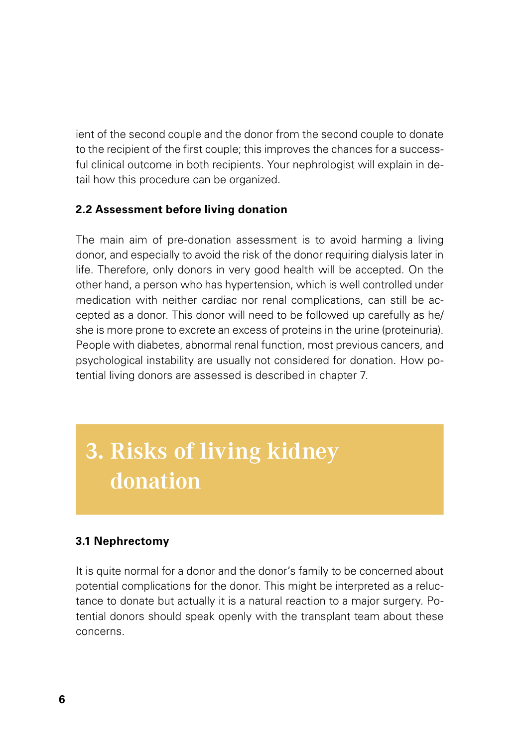ient of the second couple and the donor from the second couple to donate to the recipient of the first couple; this improves the chances for a successful clinical outcome in both recipients. Your nephrologist will explain in detail how this procedure can be organized.

### 2.2 Assessment before living donation

The main aim of pre-donation assessment is to avoid harming a living donor, and especially to avoid the risk of the donor requiring dialysis later in life. Therefore, only donors in very good health will be accepted. On the other hand, a person who has hypertension, which is well controlled under medication with neither cardiac nor renal complications, can still be accepted as a donor. This donor will need to be followed up carefully as he/she is more prone to excrete an excess of proteins in the urine (proteinuria). People with diabetes, abnormal renal function, most previous cancers, and psychological instability are usually not considered for donation. How potential living donors are assessed is described in chapter 7.

# 3. Risks of living kidney donation

### 3.1 Nephrectomy

It is quite normal for a donor and the donor's family to be concerned about potential complications for the donor. This might be interpreted as a reluctance to donate but actually it is a natural reaction to a major surgery. Potential donors should speak openly with the transplant team about these concerns.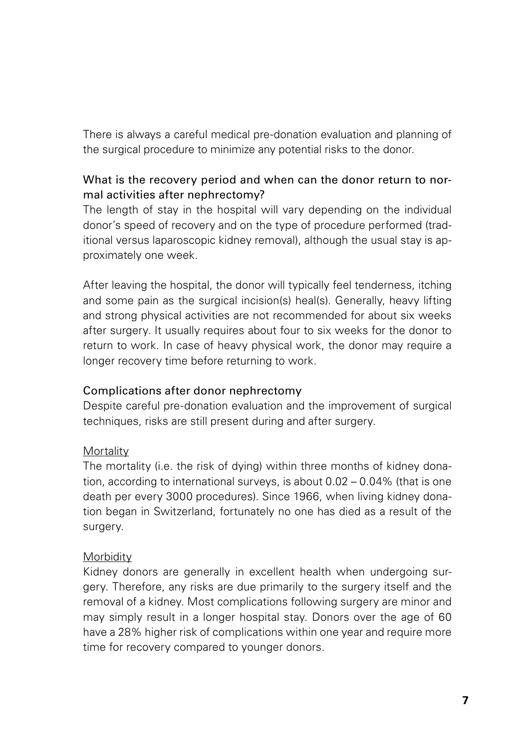There is always a careful medical pre-donation evaluation and planning of the surgical procedure to minimize any potential risks to the donor.

## What is the recovery period and when can the donor return to normal activities after nephrectomy?

The length of stay in the hospital will vary depending on the individual donor's speed of recovery and on the type of procedure performed (traditional versus laparoscopic kidney removal), although the usual stay is approximately one week.

After leaving the hospital, the donor will typically feel tenderness, itching and some pain as the surgical incision(s) heal(s). Generally, heavy lifting and strong physical activities are not recommended for about six weeks after surgery. It usually requires about four to six weeks for the donor to return to work. In case of heavy physical work, the donor may require a longer recovery time before returning to work.

## Complications after donor nephrectomy

Despite careful pre-donation evaluation and the improvement of surgical techniques, risks are still present during and after surgery.

### Mortality

The mortality (i.e. the risk of dying) within three months of kidney donation, according to international surveys, is about 0.02 – 0.04% (that is one death per every 3000 procedures). Since 1966, when living kidney donation began in Switzerland, fortunately no one has died as a result of the surgery.

### Morbidity

Kidney donors are generally in excellent health when undergoing surgery. Therefore, any risks are due primarily to the surgery itself and the removal of a kidney. Most complications following surgery are minor and may simply result in a longer hospital stay. Donors over the age of 60 have a 28% higher risk of complications within one year and require more time for recovery compared to younger donors.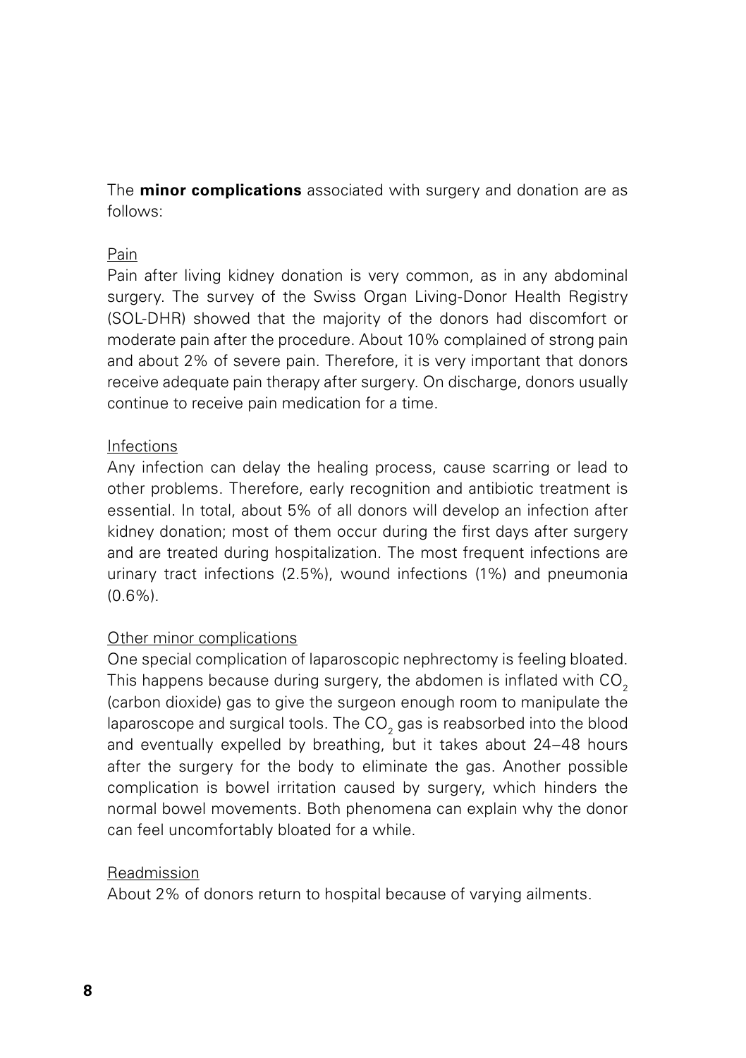The **minor complications** associated with surgery and donation are as follows:

### Pain

Pain after living kidney donation is very common, as in any abdominal surgery. The survey of the Swiss Organ Living-Donor Health Registry (SOL-DHR) showed that the majority of the donors had discomfort or moderate pain after the procedure. About 10% complained of strong pain and about 2% of severe pain. Therefore, it is very important that donors receive adequate pain therapy after surgery. On discharge, donors usually continue to receive pain medication for a time.

### Infections

Any infection can delay the healing process, cause scarring or lead to other problems. Therefore, early recognition and antibiotic treatment is essential. In total, about 5% of all donors will develop an infection after kidney donation; most of them occur during the first days after surgery and are treated during hospitalization. The most frequent infections are urinary tract infections (2.5%), wound infections (1%) and pneumonia (0.6%).

### Other minor complications

One special complication of laparoscopic nephrectomy is feeling bloated. This happens because during surgery, the abdomen is inflated with $CO_2$ (carbon dioxide) gas to give the surgeon enough room to manipulate the laparoscope and surgical tools. The $CO_2$ gas is reabsorbed into the blood and eventually expelled by breathing, but it takes about 24–48 hours after the surgery for the body to eliminate the gas. Another possible complication is bowel irritation caused by surgery, which hinders the normal bowel movements. Both phenomena can explain why the donor can feel uncomfortably bloated for a while.

### Readmission

About 2% of donors return to hospital because of varying ailments.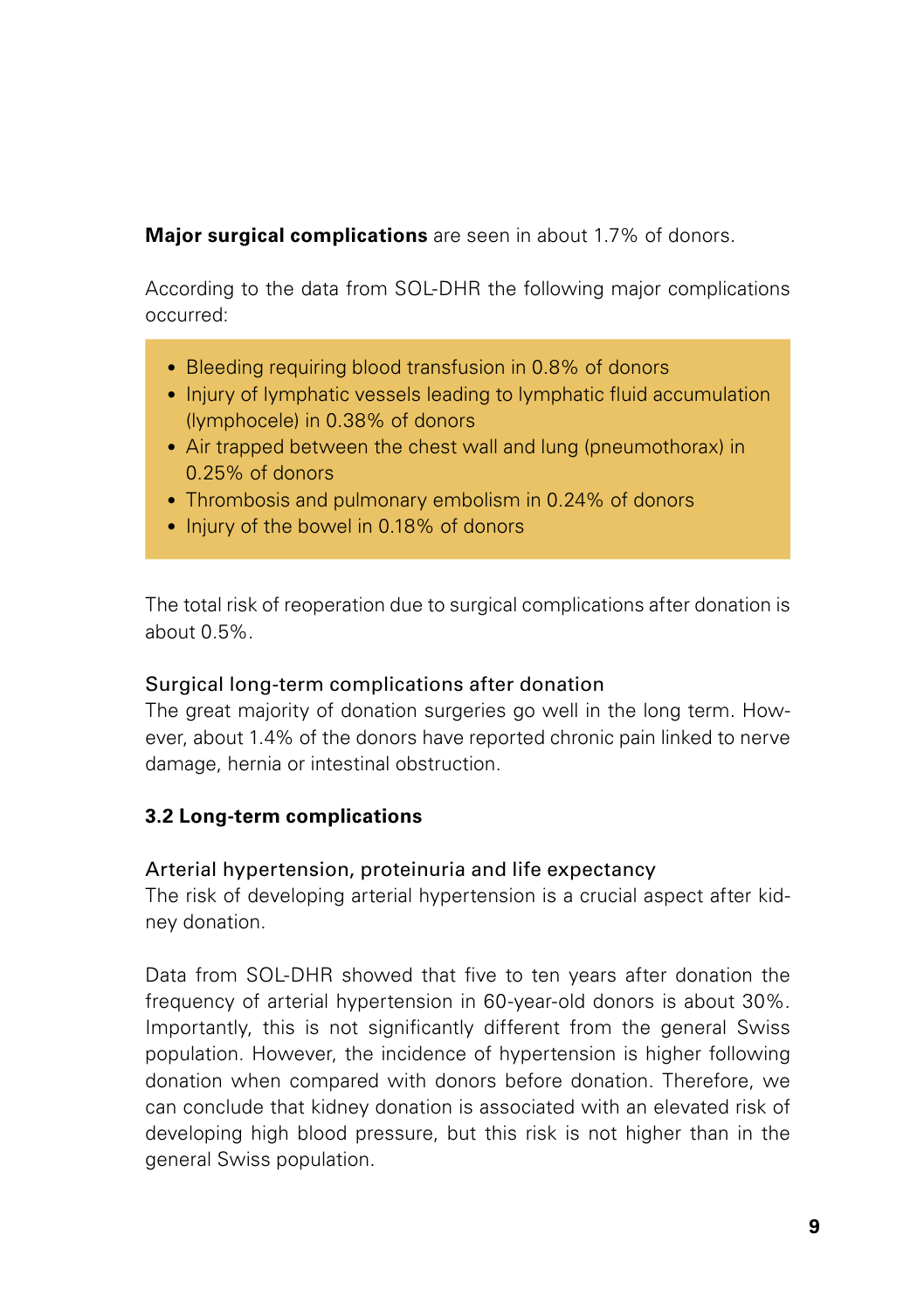**Major surgical complications** are seen in about 1.7% of donors.

According to the data from SOL-DHR the following major complications occurred:

- Bleeding requiring blood transfusion in 0.8% of donors
- Injury of lymphatic vessels leading to lymphatic fluid accumulation (lymphocele) in 0.38% of donors
- Air trapped between the chest wall and lung (pneumothorax) in 0.25% of donors
- Thrombosis and pulmonary embolism in 0.24% of donors
- Injury of the bowel in 0.18% of donors

The total risk of reoperation due to surgical complications after donation is about 0.5%.

#### Surgical long-term complications after donation

The great majority of donation surgeries go well in the long term. However, about 1.4% of the donors have reported chronic pain linked to nerve damage, hernia or intestinal obstruction.

### 3.2 Long-term complications

#### Arterial hypertension, proteinuria and life expectancy

The risk of developing arterial hypertension is a crucial aspect after kidney donation.

Data from SOL-DHR showed that five to ten years after donation the frequency of arterial hypertension in 60-year-old donors is about 30%. Importantly, this is not significantly different from the general Swiss population. However, the incidence of hypertension is higher following donation when compared with donors before donation. Therefore, we can conclude that kidney donation is associated with an elevated risk of developing high blood pressure, but this risk is not higher than in the general Swiss population.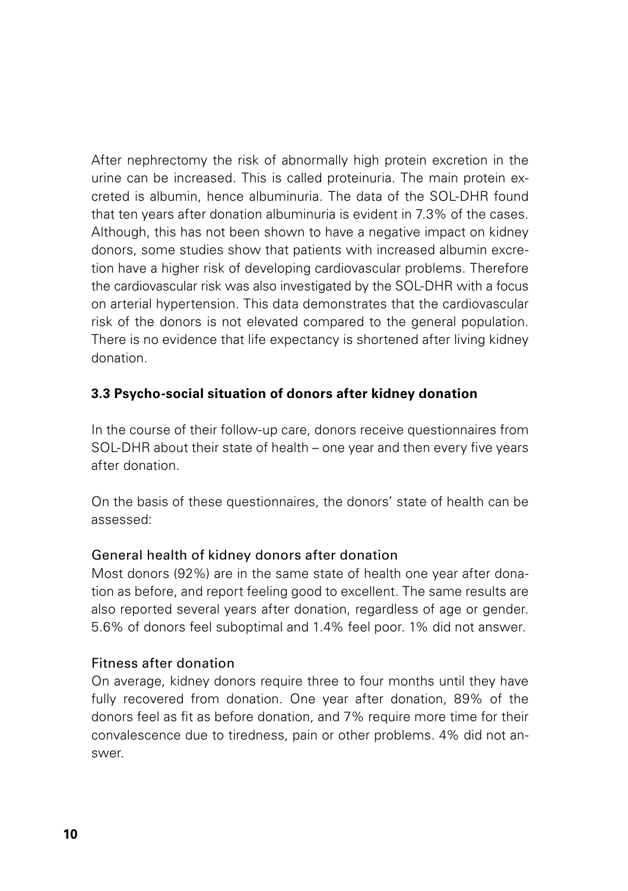After nephrectomy the risk of abnormally high protein excretion in the urine can be increased. This is called proteinuria. The main protein excreted is albumin, hence albuminuria. The data of the SOL-DHR found that ten years after donation albuminuria is evident in 7.3% of the cases. Although, this has not been shown to have a negative impact on kidney donors, some studies show that patients with increased albumin excretion have a higher risk of developing cardiovascular problems. Therefore the cardiovascular risk was also investigated by the SOL-DHR with a focus on arterial hypertension. This data demonstrates that the cardiovascular risk of the donors is not elevated compared to the general population. There is no evidence that life expectancy is shortened after living kidney donation.

### 3.3 Psycho-social situation of donors after kidney donation

In the course of their follow-up care, donors receive questionnaires from SOL-DHR about their state of health – one year and then every five years after donation.

On the basis of these questionnaires, the donors' state of health can be assessed:

#### General health of kidney donors after donation

Most donors (92%) are in the same state of health one year after donation as before, and report feeling good to excellent. The same results are also reported several years after donation, regardless of age or gender. 5.6% of donors feel suboptimal and 1.4% feel poor. 1% did not answer.

#### Fitness after donation

On average, kidney donors require three to four months until they have fully recovered from donation. One year after donation, 89% of the donors feel as fit as before donation, and 7% require more time for their convalescence due to tiredness, pain or other problems. 4% did not answer.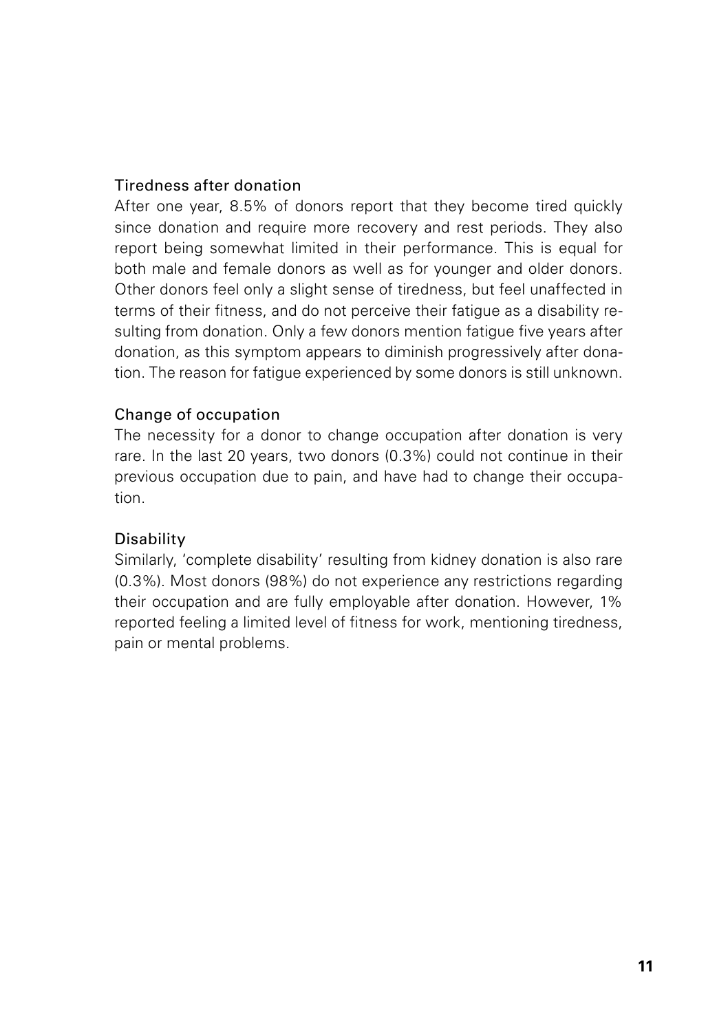### Tiredness after donation

After one year, 8.5% of donors report that they become tired quickly since donation and require more recovery and rest periods. They also report being somewhat limited in their performance. This is equal for both male and female donors as well as for younger and older donors. Other donors feel only a slight sense of tiredness, but feel unaffected in terms of their fitness, and do not perceive their fatigue as a disability resulting from donation. Only a few donors mention fatigue five years after donation, as this symptom appears to diminish progressively after donation. The reason for fatigue experienced by some donors is still unknown.

### Change of occupation

The necessity for a donor to change occupation after donation is very rare. In the last 20 years, two donors (0.3%) could not continue in their previous occupation due to pain, and have had to change their occupation.

### Disability

Similarly, 'complete disability' resulting from kidney donation is also rare (0.3%). Most donors (98%) do not experience any restrictions regarding their occupation and are fully employable after donation. However, 1% reported feeling a limited level of fitness for work, mentioning tiredness, pain or mental problems.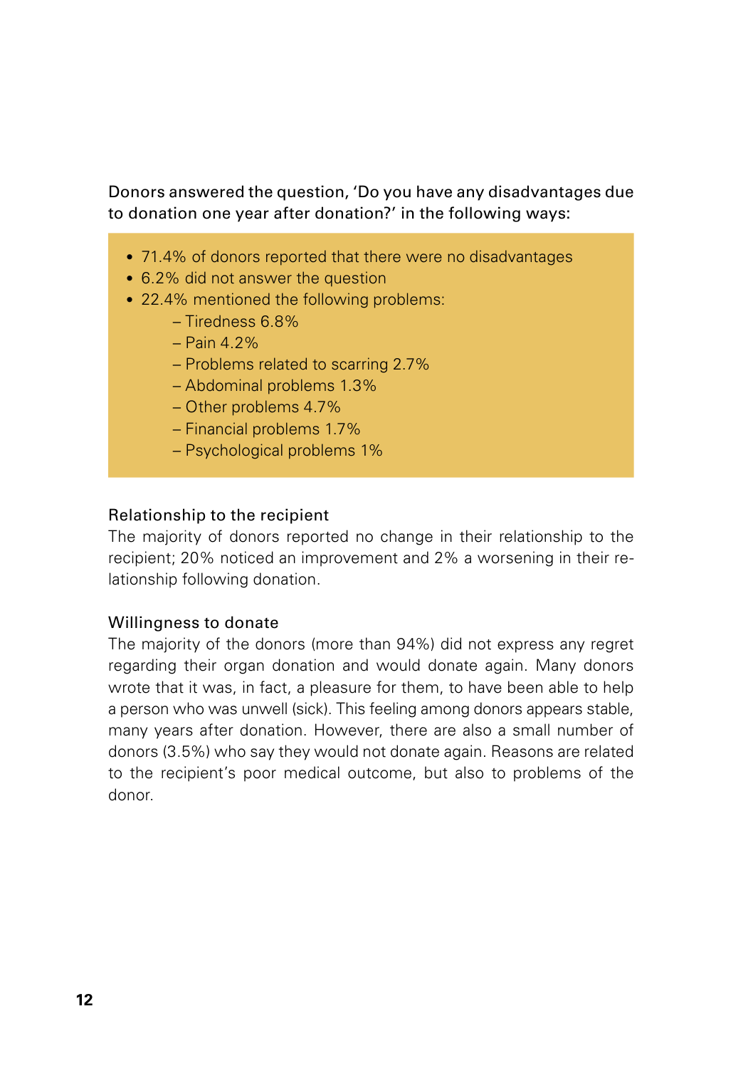Donors answered the question, 'Do you have any disadvantages due to donation one year after donation?' in the following ways:

- 71.4% of donors reported that there were no disadvantages
- 6.2% did not answer the question
- 22.4% mentioned the following problems:
  - Tiredness 6.8%
  - Pain 4.2%
  - Problems related to scarring 2.7%
  - Abdominal problems 1.3%
  - Other problems 4.7%
  - Financial problems 1.7%
  - Psychological problems 1%

### Relationship to the recipient

The majority of donors reported no change in their relationship to the recipient; 20% noticed an improvement and 2% a worsening in their relationship following donation.

### Willingness to donate

The majority of the donors (more than 94%) did not express any regret regarding their organ donation and would donate again. Many donors wrote that it was, in fact, a pleasure for them, to have been able to help a person who was unwell (sick). This feeling among donors appears stable, many years after donation. However, there are also a small number of donors (3.5%) who say they would not donate again. Reasons are related to the recipient's poor medical outcome, but also to problems of the donor.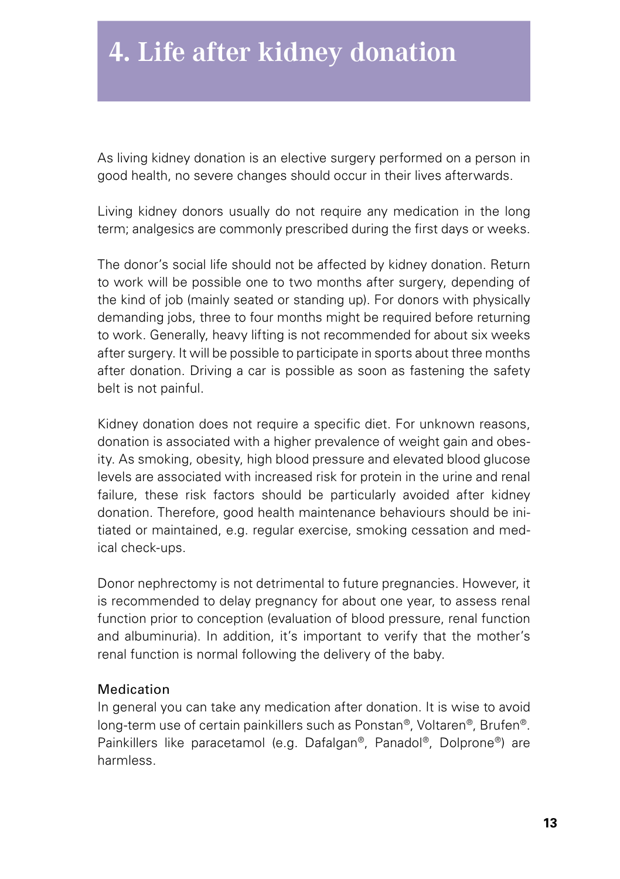# 4. Life after kidney donation

As living kidney donation is an elective surgery performed on a person in good health, no severe changes should occur in their lives afterwards.

Living kidney donors usually do not require any medication in the long term; analgesics are commonly prescribed during the first days or weeks.

The donor's social life should not be affected by kidney donation. Return to work will be possible one to two months after surgery, depending of the kind of job (mainly seated or standing up). For donors with physically demanding jobs, three to four months might be required before returning to work. Generally, heavy lifting is not recommended for about six weeks after surgery. It will be possible to participate in sports about three months after donation. Driving a car is possible as soon as fastening the safety belt is not painful.

Kidney donation does not require a specific diet. For unknown reasons, donation is associated with a higher prevalence of weight gain and obesity. As smoking, obesity, high blood pressure and elevated blood glucose levels are associated with increased risk for protein in the urine and renal failure, these risk factors should be particularly avoided after kidney donation. Therefore, good health maintenance behaviours should be initiated or maintained, e.g. regular exercise, smoking cessation and medical check-ups.

Donor nephrectomy is not detrimental to future pregnancies. However, it is recommended to delay pregnancy for about one year, to assess renal function prior to conception (evaluation of blood pressure, renal function and albuminuria). In addition, it's important to verify that the mother's renal function is normal following the delivery of the baby.

### Medication

In general you can take any medication after donation. It is wise to avoid long-term use of certain painkillers such as Ponstan®, Voltaren®, Brufen®. Painkillers like paracetamol (e.g. Dafalgan®, Panadol®, Dolprone®) are harmless.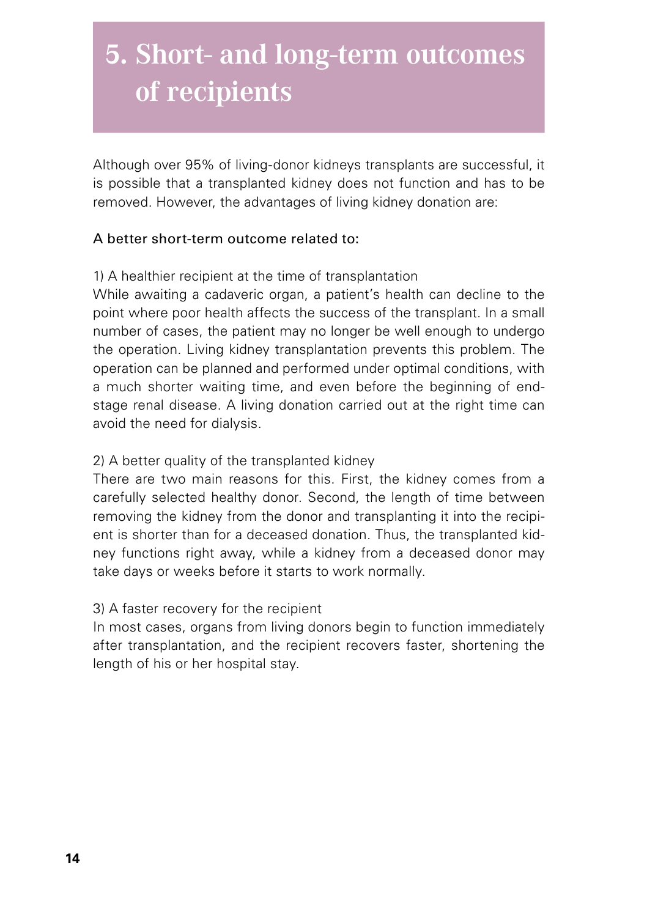# 5. Short- and long-term outcomes of recipients

Although over 95% of living-donor kidneys transplants are successful, it is possible that a transplanted kidney does not function and has to be removed. However, the advantages of living kidney donation are:

A better short-term outcome related to:

1) A healthier recipient at the time of transplantation
While awaiting a cadaveric organ, a patient's health can decline to the point where poor health affects the success of the transplant. In a small number of cases, the patient may no longer be well enough to undergo the operation. Living kidney transplantation prevents this problem. The operation can be planned and performed under optimal conditions, with a much shorter waiting time, and even before the beginning of end-stage renal disease. A living donation carried out at the right time can avoid the need for dialysis.

2) A better quality of the transplanted kidney
There are two main reasons for this. First, the kidney comes from a carefully selected healthy donor. Second, the length of time between removing the kidney from the donor and transplanting it into the recipient is shorter than for a deceased donation. Thus, the transplanted kidney functions right away, while a kidney from a deceased donor may take days or weeks before it starts to work normally.

3) A faster recovery for the recipient
In most cases, organs from living donors begin to function immediately after transplantation, and the recipient recovers faster, shortening the length of his or her hospital stay.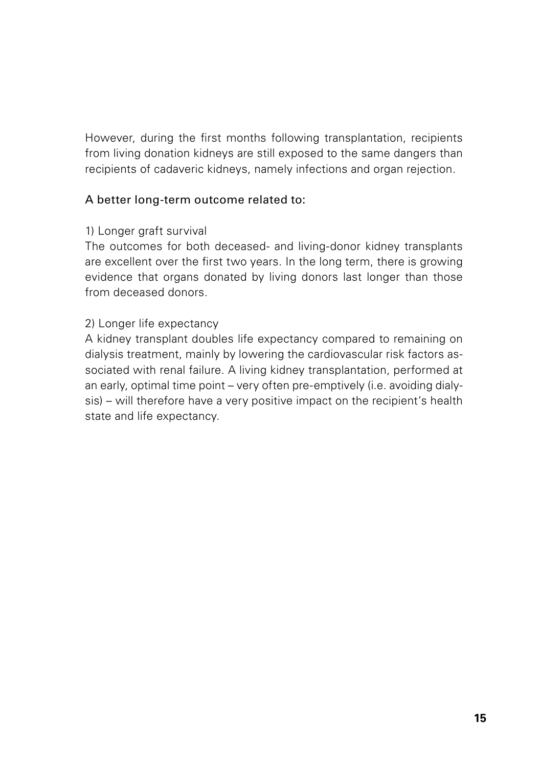However, during the first months following transplantation, recipients from living donation kidneys are still exposed to the same dangers than recipients of cadaveric kidneys, namely infections and organ rejection.

## A better long-term outcome related to:

1) Longer graft survival

The outcomes for both deceased- and living-donor kidney transplants are excellent over the first two years. In the long term, there is growing evidence that organs donated by living donors last longer than those from deceased donors.

2) Longer life expectancy

A kidney transplant doubles life expectancy compared to remaining on dialysis treatment, mainly by lowering the cardiovascular risk factors associated with renal failure. A living kidney transplantation, performed at an early, optimal time point – very often pre-emptively (i.e. avoiding dialysis) – will therefore have a very positive impact on the recipient's health state and life expectancy.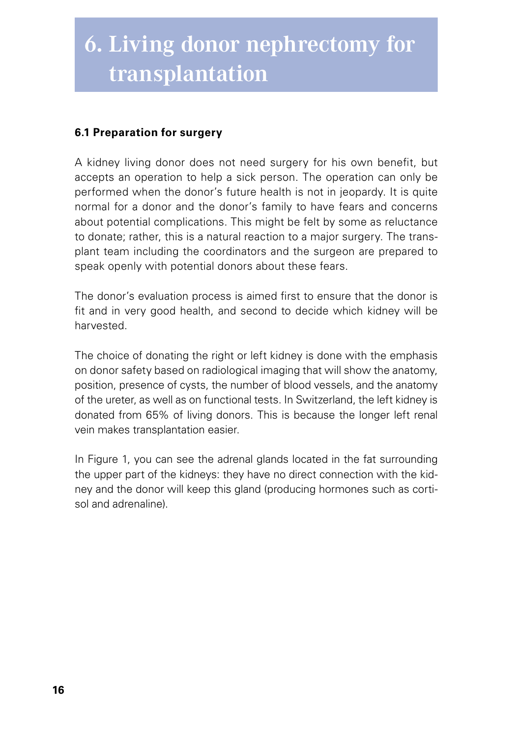# 6. Living donor nephrectomy for transplantation

### 6.1 Preparation for surgery

A kidney living donor does not need surgery for his own benefit, but accepts an operation to help a sick person. The operation can only be performed when the donor's future health is not in jeopardy. It is quite normal for a donor and the donor's family to have fears and concerns about potential complications. This might be felt by some as reluctance to donate; rather, this is a natural reaction to a major surgery. The transplant team including the coordinators and the surgeon are prepared to speak openly with potential donors about these fears.

The donor's evaluation process is aimed first to ensure that the donor is fit and in very good health, and second to decide which kidney will be harvested.

The choice of donating the right or left kidney is done with the emphasis on donor safety based on radiological imaging that will show the anatomy, position, presence of cysts, the number of blood vessels, and the anatomy of the ureter, as well as on functional tests. In Switzerland, the left kidney is donated from 65% of living donors. This is because the longer left renal vein makes transplantation easier.

In Figure 1, you can see the adrenal glands located in the fat surrounding the upper part of the kidneys: they have no direct connection with the kidney and the donor will keep this gland (producing hormones such as cortisol and adrenaline).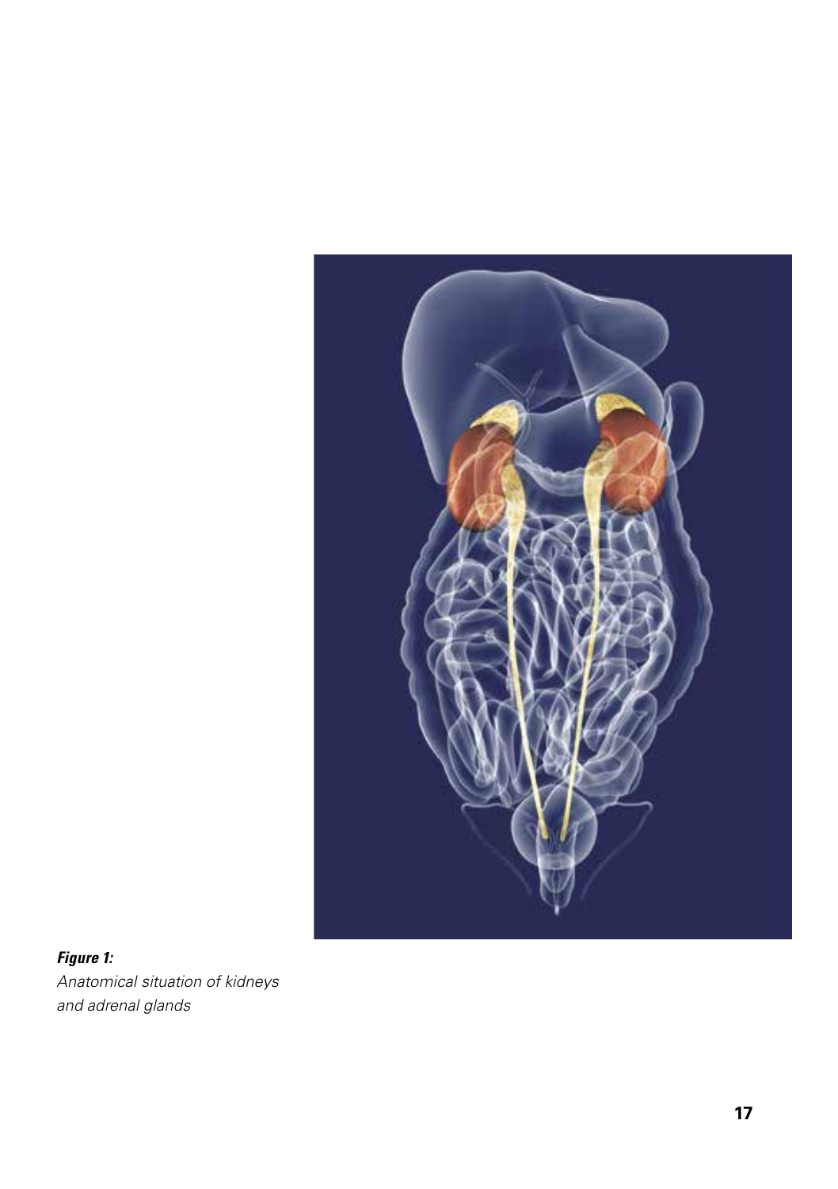***Figure 1:***
*Anatomical situation of kidneys and adrenal glands*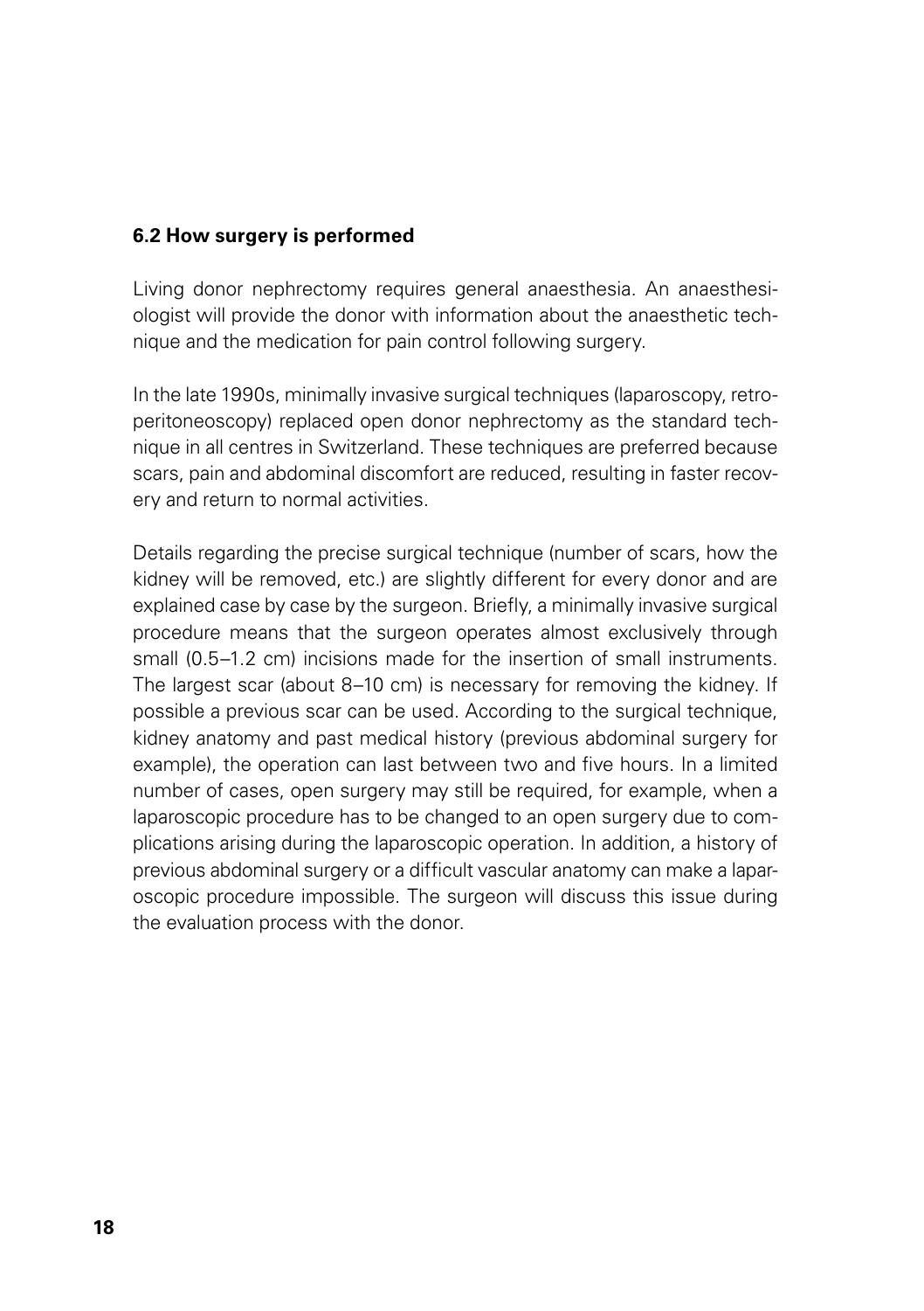### 6.2 How surgery is performed

Living donor nephrectomy requires general anaesthesia. An anaesthesiologist will provide the donor with information about the anaesthetic technique and the medication for pain control following surgery.

In the late 1990s, minimally invasive surgical techniques (laparoscopy, retroperitoneoscopy) replaced open donor nephrectomy as the standard technique in all centres in Switzerland. These techniques are preferred because scars, pain and abdominal discomfort are reduced, resulting in faster recovery and return to normal activities.

Details regarding the precise surgical technique (number of scars, how the kidney will be removed, etc.) are slightly different for every donor and are explained case by case by the surgeon. Briefly, a minimally invasive surgical procedure means that the surgeon operates almost exclusively through small (0.5–1.2 cm) incisions made for the insertion of small instruments. The largest scar (about 8–10 cm) is necessary for removing the kidney. If possible a previous scar can be used. According to the surgical technique, kidney anatomy and past medical history (previous abdominal surgery for example), the operation can last between two and five hours. In a limited number of cases, open surgery may still be required, for example, when a laparoscopic procedure has to be changed to an open surgery due to complications arising during the laparoscopic operation. In addition, a history of previous abdominal surgery or a difficult vascular anatomy can make a laparoscopic procedure impossible. The surgeon will discuss this issue during the evaluation process with the donor.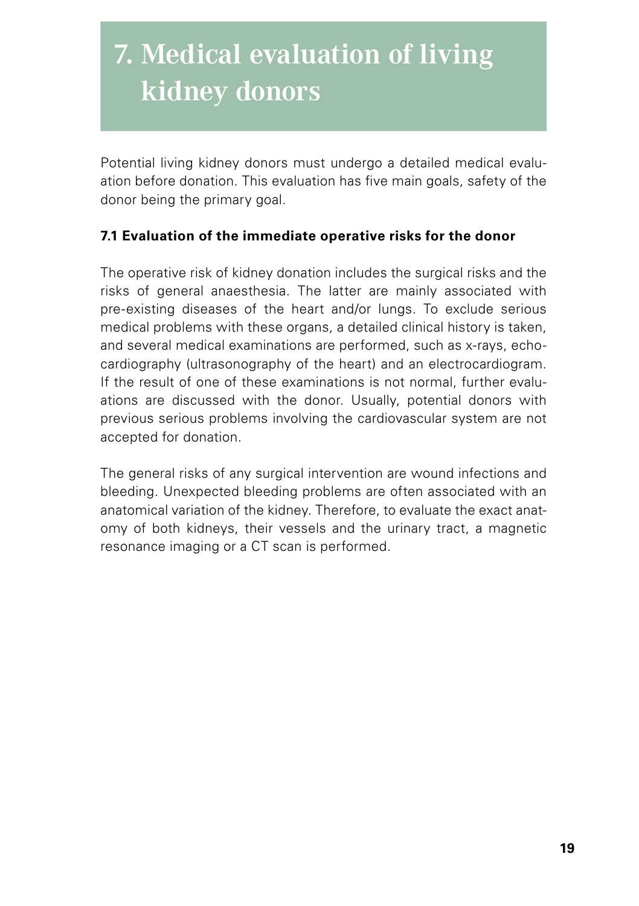# 7. Medical evaluation of living kidney donors

Potential living kidney donors must undergo a detailed medical evaluation before donation. This evaluation has five main goals, safety of the donor being the primary goal.

**7.1 Evaluation of the immediate operative risks for the donor**

The operative risk of kidney donation includes the surgical risks and the risks of general anaesthesia. The latter are mainly associated with pre-existing diseases of the heart and/or lungs. To exclude serious medical problems with these organs, a detailed clinical history is taken, and several medical examinations are performed, such as x-rays, echocardiography (ultrasonography of the heart) and an electrocardiogram. If the result of one of these examinations is not normal, further evaluations are discussed with the donor. Usually, potential donors with previous serious problems involving the cardiovascular system are not accepted for donation.

The general risks of any surgical intervention are wound infections and bleeding. Unexpected bleeding problems are often associated with an anatomical variation of the kidney. Therefore, to evaluate the exact anatomy of both kidneys, their vessels and the urinary tract, a magnetic resonance imaging or a CT scan is performed.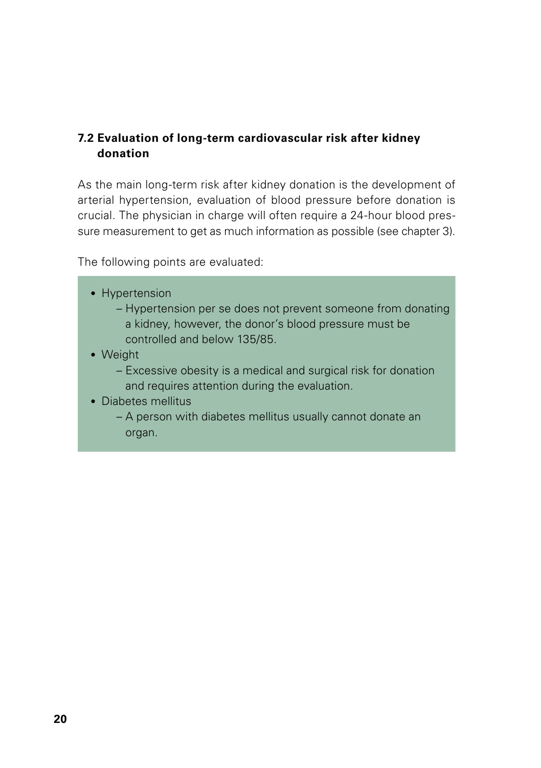### 7.2 Evaluation of long-term cardiovascular risk after kidney donation

As the main long-term risk after kidney donation is the development of arterial hypertension, evaluation of blood pressure before donation is crucial. The physician in charge will often require a 24-hour blood pressure measurement to get as much information as possible (see chapter 3).

The following points are evaluated:

- Hypertension
  - Hypertension per se does not prevent someone from donating a kidney, however, the donor's blood pressure must be controlled and below 135/85.
- Weight
  - Excessive obesity is a medical and surgical risk for donation and requires attention during the evaluation.
- Diabetes mellitus
  - A person with diabetes mellitus usually cannot donate an organ.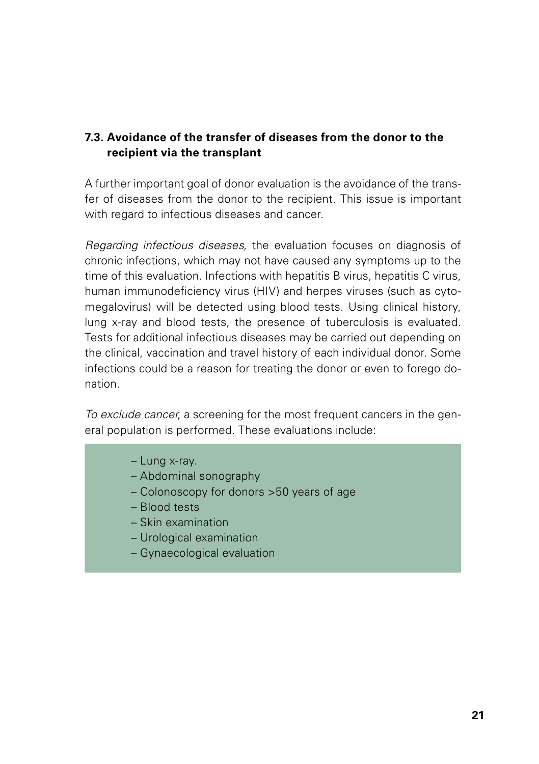### 7.3. Avoidance of the transfer of diseases from the donor to the recipient via the transplant

A further important goal of donor evaluation is the avoidance of the transfer of diseases from the donor to the recipient. This issue is important with regard to infectious diseases and cancer.

*Regarding infectious diseases*, the evaluation focuses on diagnosis of chronic infections, which may not have caused any symptoms up to the time of this evaluation. Infections with hepatitis B virus, hepatitis C virus, human immunodeficiency virus (HIV) and herpes viruses (such as cytomegalovirus) will be detected using blood tests. Using clinical history, lung x-ray and blood tests, the presence of tuberculosis is evaluated. Tests for additional infectious diseases may be carried out depending on the clinical, vaccination and travel history of each individual donor. Some infections could be a reason for treating the donor or even to forego donation.

*To exclude cancer*, a screening for the most frequent cancers in the general population is performed. These evaluations include:

- Lung x-ray.
- Abdominal sonography
- Colonoscopy for donors >50 years of age
- Blood tests
- Skin examination
- Urological examination
- Gynaecological evaluation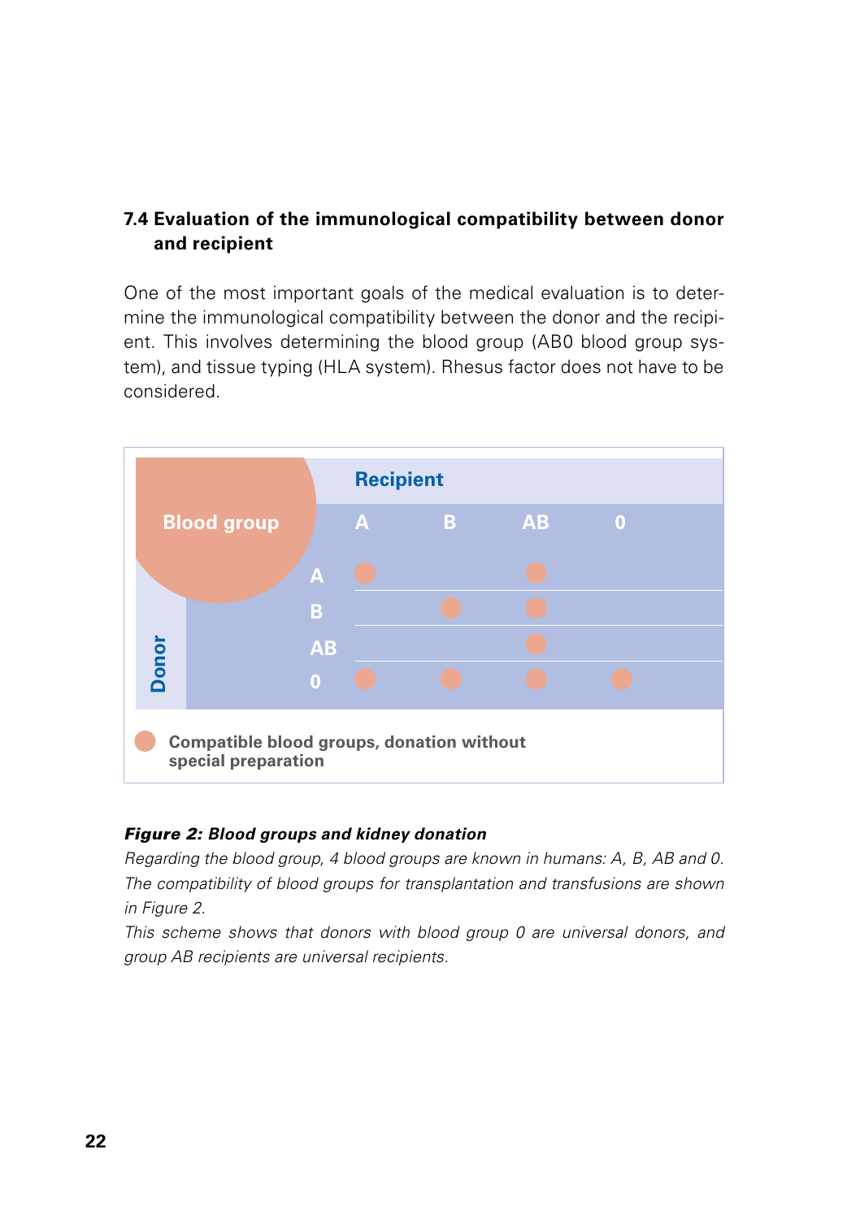## 7.4 Evaluation of the immunological compatibility between donor and recipient

One of the most important goals of the medical evaluation is to determine the immunological compatibility between the donor and the recipient. This involves determining the blood group (AB0 blood group system), and tissue typing (HLA system). Rhesus factor does not have to be considered.

| Blood group – Donor \ Recipient | A | B | AB | 0 |
|---|---|---|---|---|
| A | ● | | ● | |
| B | | ● | ● | |
| AB | | | ● | |
| 0 | ● | ● | ● | ● |

● Compatible blood groups, donation without special preparation

***Figure 2: Blood groups and kidney donation***

*Regarding the blood group, 4 blood groups are known in humans: A, B, AB and 0. The compatibility of blood groups for transplantation and transfusions are shown in Figure 2.*

*This scheme shows that donors with blood group 0 are universal donors, and group AB recipients are universal recipients.*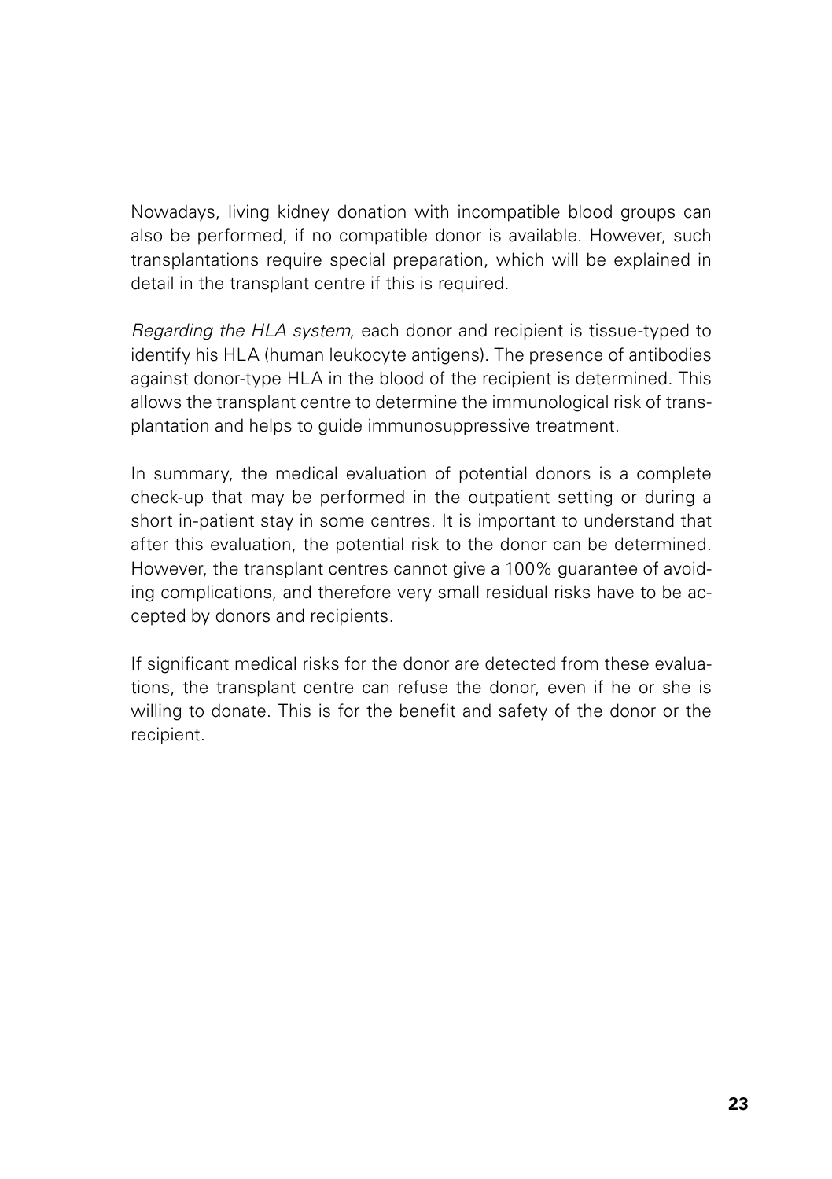Nowadays, living kidney donation with incompatible blood groups can also be performed, if no compatible donor is available. However, such transplantations require special preparation, which will be explained in detail in the transplant centre if this is required.

*Regarding the HLA system*, each donor and recipient is tissue-typed to identify his HLA (human leukocyte antigens). The presence of antibodies against donor-type HLA in the blood of the recipient is determined. This allows the transplant centre to determine the immunological risk of transplantation and helps to guide immunosuppressive treatment.

In summary, the medical evaluation of potential donors is a complete check-up that may be performed in the outpatient setting or during a short in-patient stay in some centres. It is important to understand that after this evaluation, the potential risk to the donor can be determined. However, the transplant centres cannot give a 100% guarantee of avoiding complications, and therefore very small residual risks have to be accepted by donors and recipients.

If significant medical risks for the donor are detected from these evaluations, the transplant centre can refuse the donor, even if he or she is willing to donate. This is for the benefit and safety of the donor or the recipient.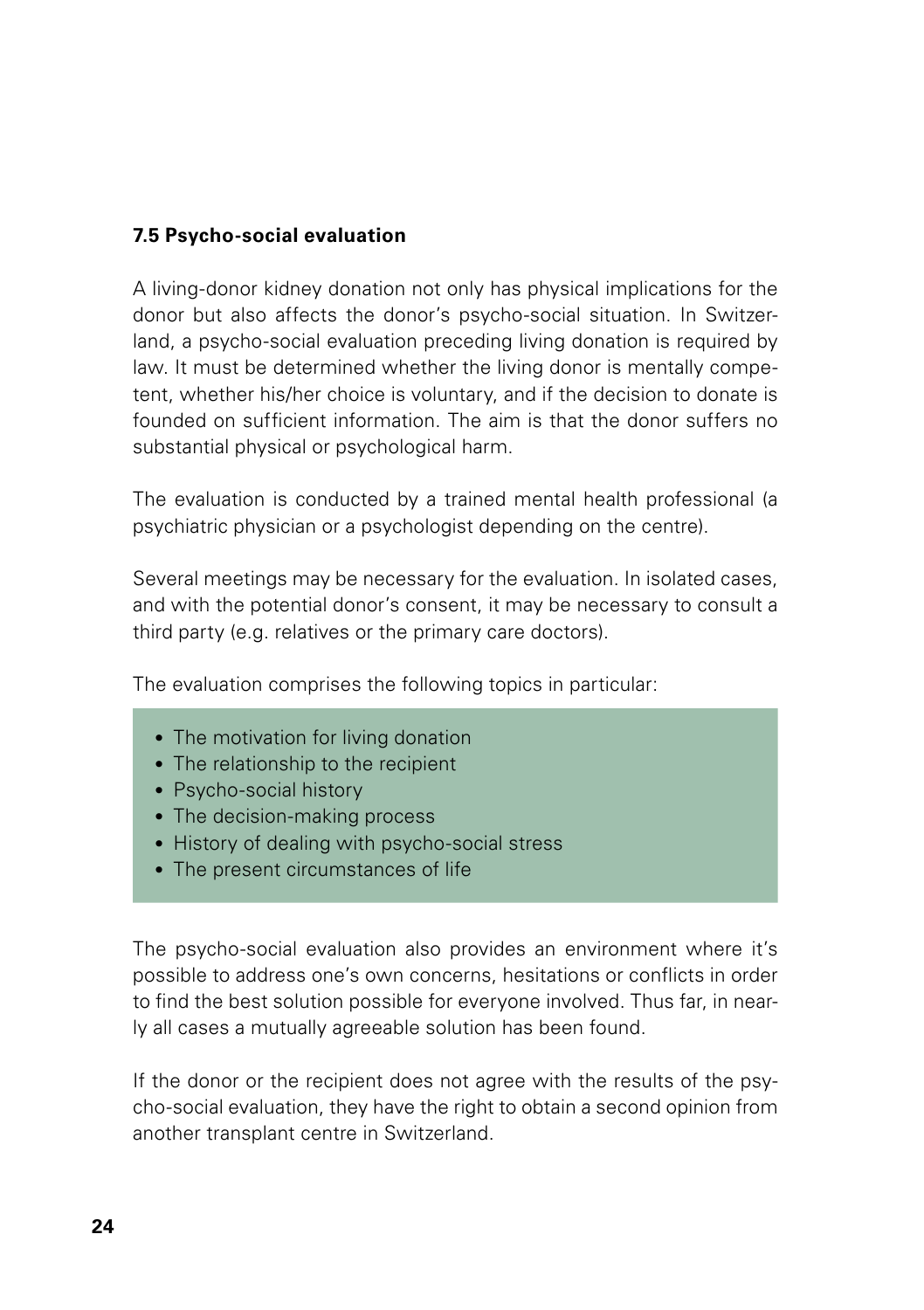### 7.5 Psycho-social evaluation

A living-donor kidney donation not only has physical implications for the donor but also affects the donor's psycho-social situation. In Switzerland, a psycho-social evaluation preceding living donation is required by law. It must be determined whether the living donor is mentally competent, whether his/her choice is voluntary, and if the decision to donate is founded on sufficient information. The aim is that the donor suffers no substantial physical or psychological harm.

The evaluation is conducted by a trained mental health professional (a psychiatric physician or a psychologist depending on the centre).

Several meetings may be necessary for the evaluation. In isolated cases, and with the potential donor's consent, it may be necessary to consult a third party (e.g. relatives or the primary care doctors).

The evaluation comprises the following topics in particular:

- The motivation for living donation
- The relationship to the recipient
- Psycho-social history
- The decision-making process
- History of dealing with psycho-social stress
- The present circumstances of life

The psycho-social evaluation also provides an environment where it's possible to address one's own concerns, hesitations or conflicts in order to find the best solution possible for everyone involved. Thus far, in nearly all cases a mutually agreeable solution has been found.

If the donor or the recipient does not agree with the results of the psycho-social evaluation, they have the right to obtain a second opinion from another transplant centre in Switzerland.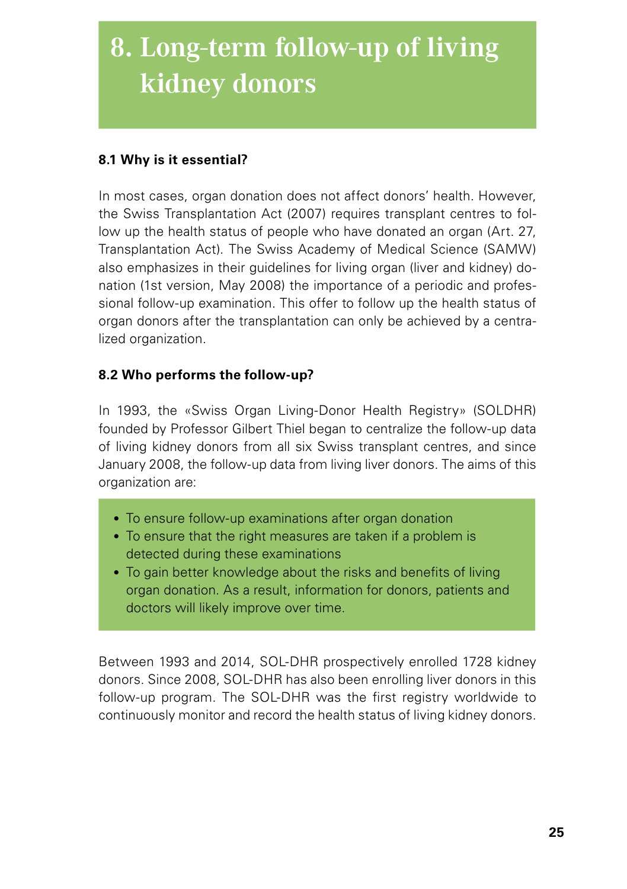# 8. Long-term follow-up of living kidney donors

### 8.1 Why is it essential?

In most cases, organ donation does not affect donors' health. However, the Swiss Transplantation Act (2007) requires transplant centres to follow up the health status of people who have donated an organ (Art. 27, Transplantation Act). The Swiss Academy of Medical Science (SAMW) also emphasizes in their guidelines for living organ (liver and kidney) donation (1st version, May 2008) the importance of a periodic and professional follow-up examination. This offer to follow up the health status of organ donors after the transplantation can only be achieved by a centralized organization.

### 8.2 Who performs the follow-up?

In 1993, the «Swiss Organ Living-Donor Health Registry» (SOLDHR) founded by Professor Gilbert Thiel began to centralize the follow-up data of living kidney donors from all six Swiss transplant centres, and since January 2008, the follow-up data from living liver donors. The aims of this organization are:

- To ensure follow-up examinations after organ donation
- To ensure that the right measures are taken if a problem is detected during these examinations
- To gain better knowledge about the risks and benefits of living organ donation. As a result, information for donors, patients and doctors will likely improve over time.

Between 1993 and 2014, SOL-DHR prospectively enrolled 1728 kidney donors. Since 2008, SOL-DHR has also been enrolling liver donors in this follow-up program. The SOL-DHR was the first registry worldwide to continuously monitor and record the health status of living kidney donors.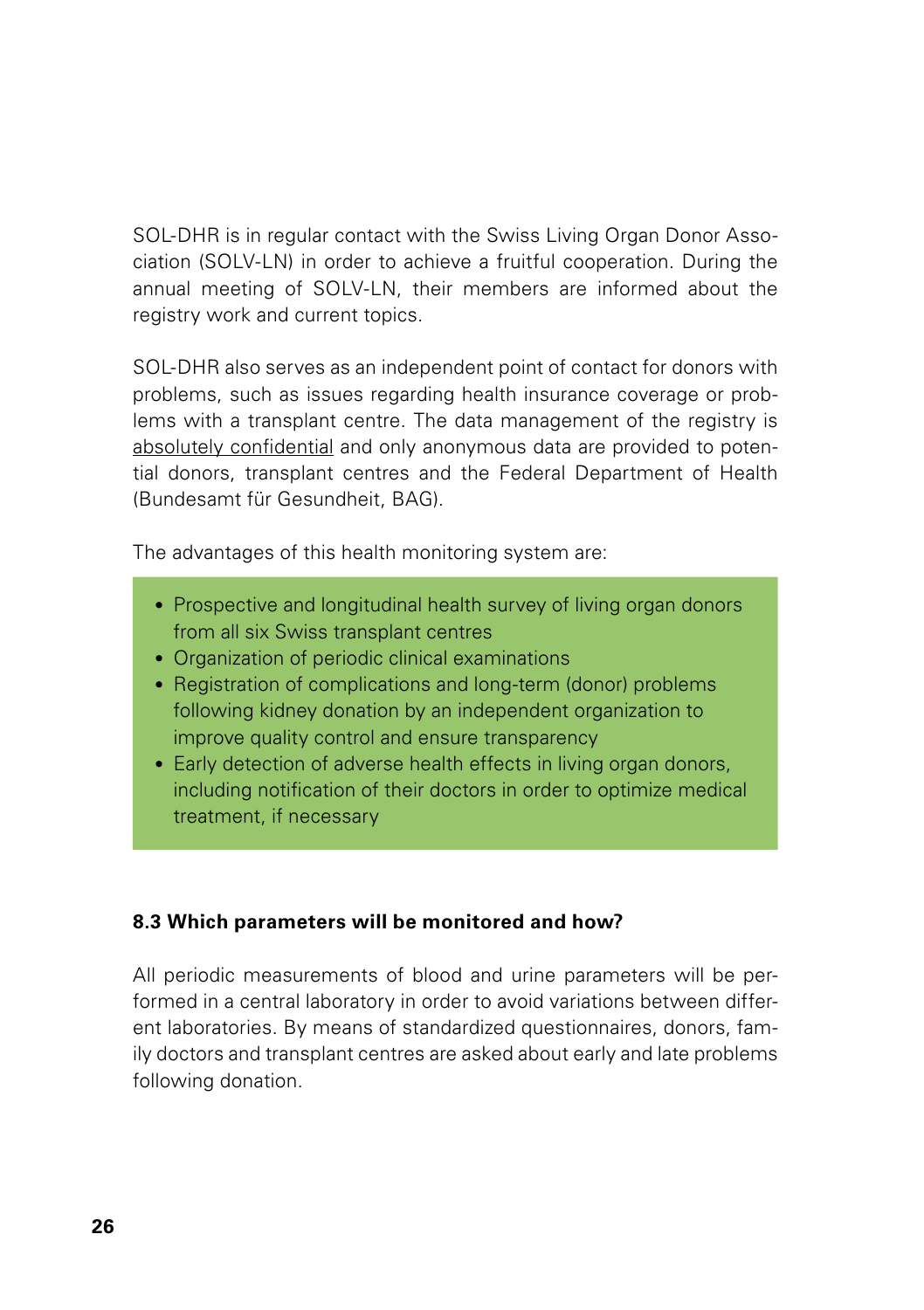SOL-DHR is in regular contact with the Swiss Living Organ Donor Association (SOLV-LN) in order to achieve a fruitful cooperation. During the annual meeting of SOLV-LN, their members are informed about the registry work and current topics.

SOL-DHR also serves as an independent point of contact for donors with problems, such as issues regarding health insurance coverage or problems with a transplant centre. The data management of the registry is absolutely confidential and only anonymous data are provided to potential donors, transplant centres and the Federal Department of Health (Bundesamt für Gesundheit, BAG).

The advantages of this health monitoring system are:

- Prospective and longitudinal health survey of living organ donors from all six Swiss transplant centres
- Organization of periodic clinical examinations
- Registration of complications and long-term (donor) problems following kidney donation by an independent organization to improve quality control and ensure transparency
- Early detection of adverse health effects in living organ donors, including notification of their doctors in order to optimize medical treatment, if necessary

### 8.3 Which parameters will be monitored and how?

All periodic measurements of blood and urine parameters will be performed in a central laboratory in order to avoid variations between different laboratories. By means of standardized questionnaires, donors, family doctors and transplant centres are asked about early and late problems following donation.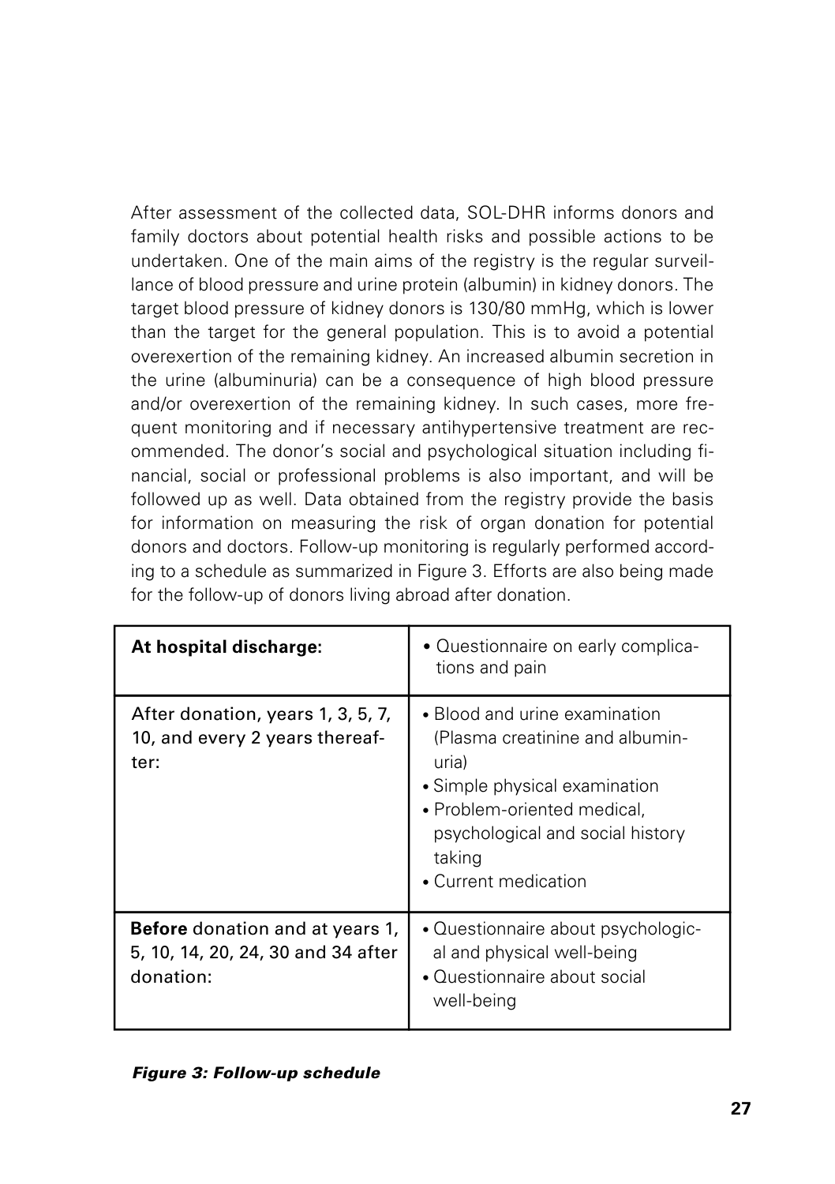After assessment of the collected data, SOL-DHR informs donors and family doctors about potential health risks and possible actions to be undertaken. One of the main aims of the registry is the regular surveillance of blood pressure and urine protein (albumin) in kidney donors. The target blood pressure of kidney donors is 130/80 mmHg, which is lower than the target for the general population. This is to avoid a potential overexertion of the remaining kidney. An increased albumin secretion in the urine (albuminuria) can be a consequence of high blood pressure and/or overexertion of the remaining kidney. In such cases, more frequent monitoring and if necessary antihypertensive treatment are recommended. The donor's social and psychological situation including financial, social or professional problems is also important, and will be followed up as well. Data obtained from the registry provide the basis for information on measuring the risk of organ donation for potential donors and doctors. Follow-up monitoring is regularly performed according to a schedule as summarized in Figure 3. Efforts are also being made for the follow-up of donors living abroad after donation.

| | |
|---|---|
| **At hospital discharge:** | • Questionnaire on early complications and pain |
| After donation, years 1, 3, 5, 7, 10, and every 2 years thereafter: | • Blood and urine examination (Plasma creatinine and albuminuria)<br>• Simple physical examination<br>• Problem-oriented medical, psychological and social history taking<br>• Current medication |
| **Before** donation and at years 1, 5, 10, 14, 20, 24, 30 and 34 after donation: | • Questionnaire about psychological and physical well-being<br>• Questionnaire about social well-being |

***Figure 3: Follow-up schedule***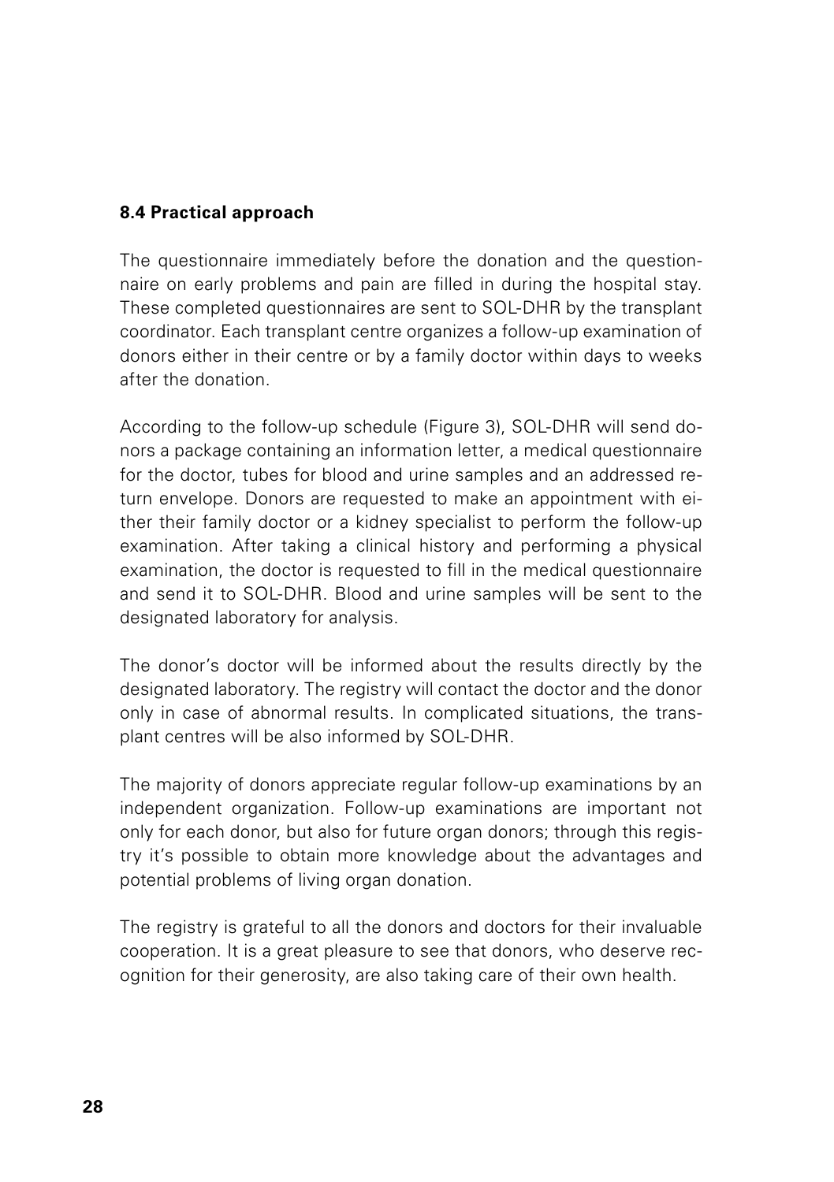### 8.4 Practical approach

The questionnaire immediately before the donation and the questionnaire on early problems and pain are filled in during the hospital stay. These completed questionnaires are sent to SOL-DHR by the transplant coordinator. Each transplant centre organizes a follow-up examination of donors either in their centre or by a family doctor within days to weeks after the donation.

According to the follow-up schedule (Figure 3), SOL-DHR will send donors a package containing an information letter, a medical questionnaire for the doctor, tubes for blood and urine samples and an addressed return envelope. Donors are requested to make an appointment with either their family doctor or a kidney specialist to perform the follow-up examination. After taking a clinical history and performing a physical examination, the doctor is requested to fill in the medical questionnaire and send it to SOL-DHR. Blood and urine samples will be sent to the designated laboratory for analysis.

The donor's doctor will be informed about the results directly by the designated laboratory. The registry will contact the doctor and the donor only in case of abnormal results. In complicated situations, the transplant centres will be also informed by SOL-DHR.

The majority of donors appreciate regular follow-up examinations by an independent organization. Follow-up examinations are important not only for each donor, but also for future organ donors; through this registry it's possible to obtain more knowledge about the advantages and potential problems of living organ donation.

The registry is grateful to all the donors and doctors for their invaluable cooperation. It is a great pleasure to see that donors, who deserve recognition for their generosity, are also taking care of their own health.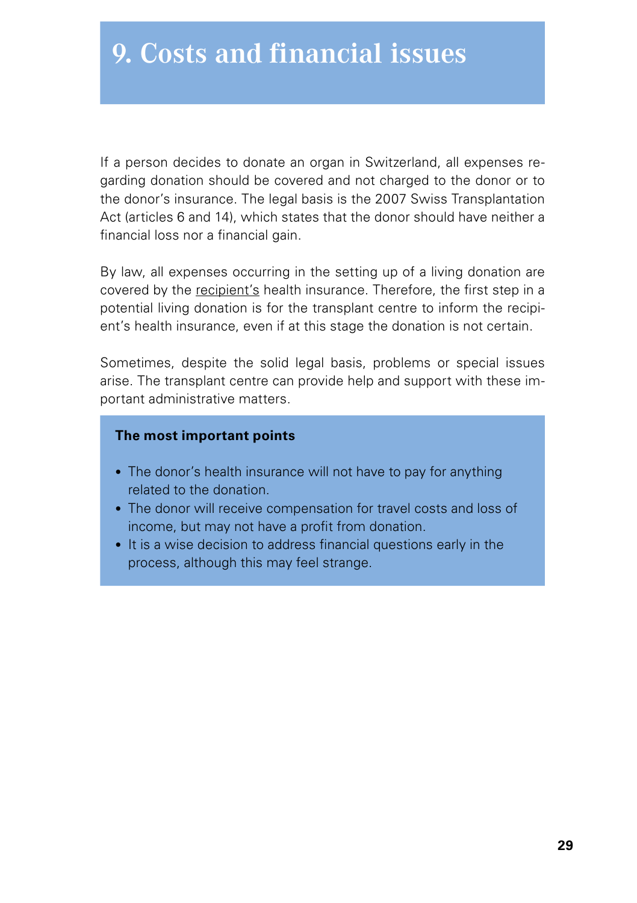# 9. Costs and financial issues

If a person decides to donate an organ in Switzerland, all expenses regarding donation should be covered and not charged to the donor or to the donor's insurance. The legal basis is the 2007 Swiss Transplantation Act (articles 6 and 14), which states that the donor should have neither a financial loss nor a financial gain.

By law, all expenses occurring in the setting up of a living donation are covered by the <u>recipient's</u> health insurance. Therefore, the first step in a potential living donation is for the transplant centre to inform the recipient's health insurance, even if at this stage the donation is not certain.

Sometimes, despite the solid legal basis, problems or special issues arise. The transplant centre can provide help and support with these important administrative matters.

**The most important points**

- The donor's health insurance will not have to pay for anything related to the donation.
- The donor will receive compensation for travel costs and loss of income, but may not have a profit from donation.
- It is a wise decision to address financial questions early in the process, although this may feel strange.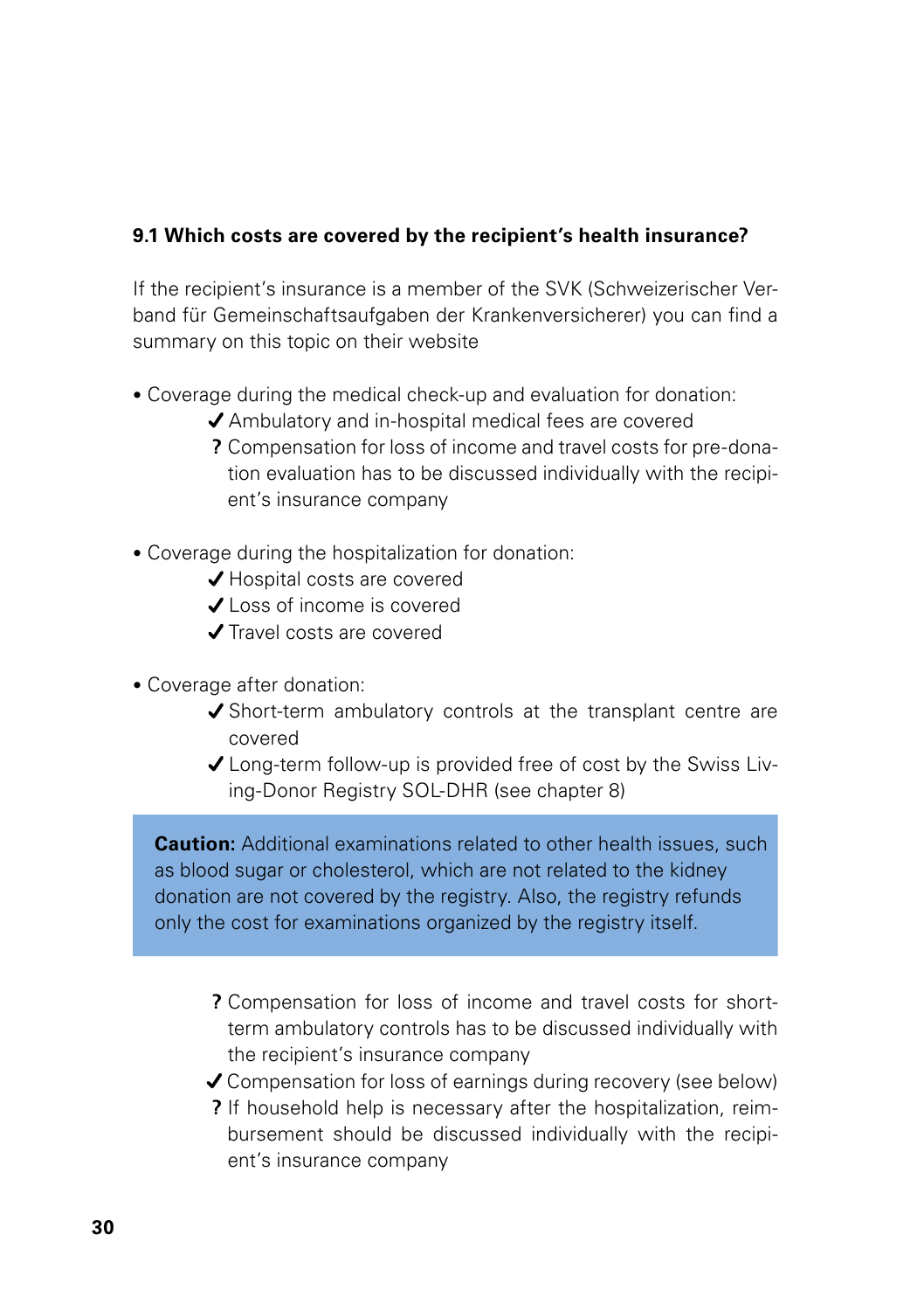### 9.1 Which costs are covered by the recipient's health insurance?

If the recipient's insurance is a member of the SVK (Schweizerischer Verband für Gemeinschaftsaufgaben der Krankenversicherer) you can find a summary on this topic on their website

- Coverage during the medical check-up and evaluation for donation:
  - ✔ Ambulatory and in-hospital medical fees are covered
  - ? Compensation for loss of income and travel costs for pre-donation evaluation has to be discussed individually with the recipient's insurance company

- Coverage during the hospitalization for donation:
  - ✔ Hospital costs are covered
  - ✔ Loss of income is covered
  - ✔ Travel costs are covered

- Coverage after donation:
  - ✔ Short-term ambulatory controls at the transplant centre are covered
  - ✔ Long-term follow-up is provided free of cost by the Swiss Living-Donor Registry SOL-DHR (see chapter 8)

> **Caution:** Additional examinations related to other health issues, such as blood sugar or cholesterol, which are not related to the kidney donation are not covered by the registry. Also, the registry refunds only the cost for examinations organized by the registry itself.

  - ? Compensation for loss of income and travel costs for short-term ambulatory controls has to be discussed individually with the recipient's insurance company
  - ✔ Compensation for loss of earnings during recovery (see below)
  - ? If household help is necessary after the hospitalization, reimbursement should be discussed individually with the recipient's insurance company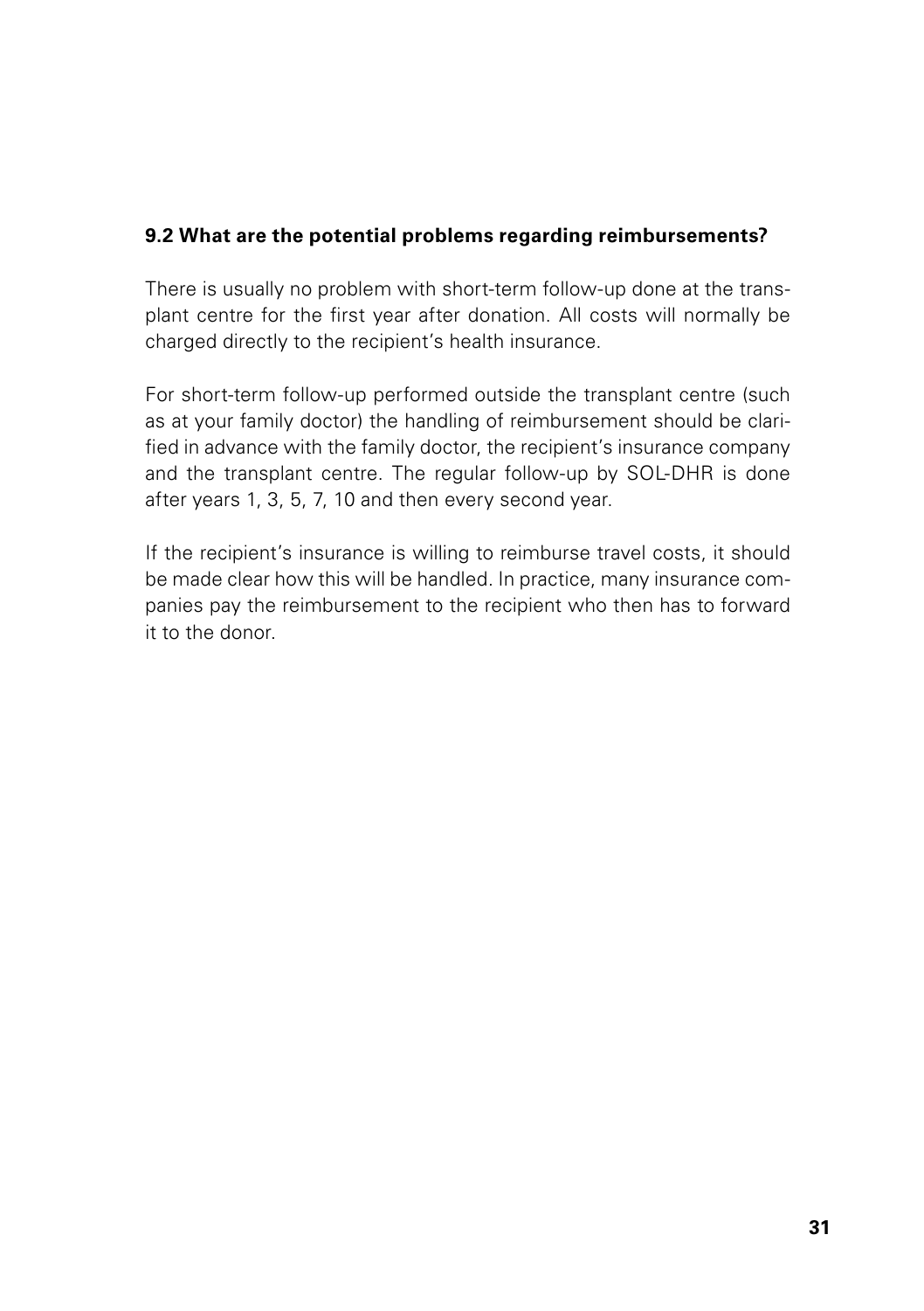### 9.2 What are the potential problems regarding reimbursements?

There is usually no problem with short-term follow-up done at the transplant centre for the first year after donation. All costs will normally be charged directly to the recipient's health insurance.

For short-term follow-up performed outside the transplant centre (such as at your family doctor) the handling of reimbursement should be clarified in advance with the family doctor, the recipient's insurance company and the transplant centre. The regular follow-up by SOL-DHR is done after years 1, 3, 5, 7, 10 and then every second year.

If the recipient's insurance is willing to reimburse travel costs, it should be made clear how this will be handled. In practice, many insurance companies pay the reimbursement to the recipient who then has to forward it to the donor.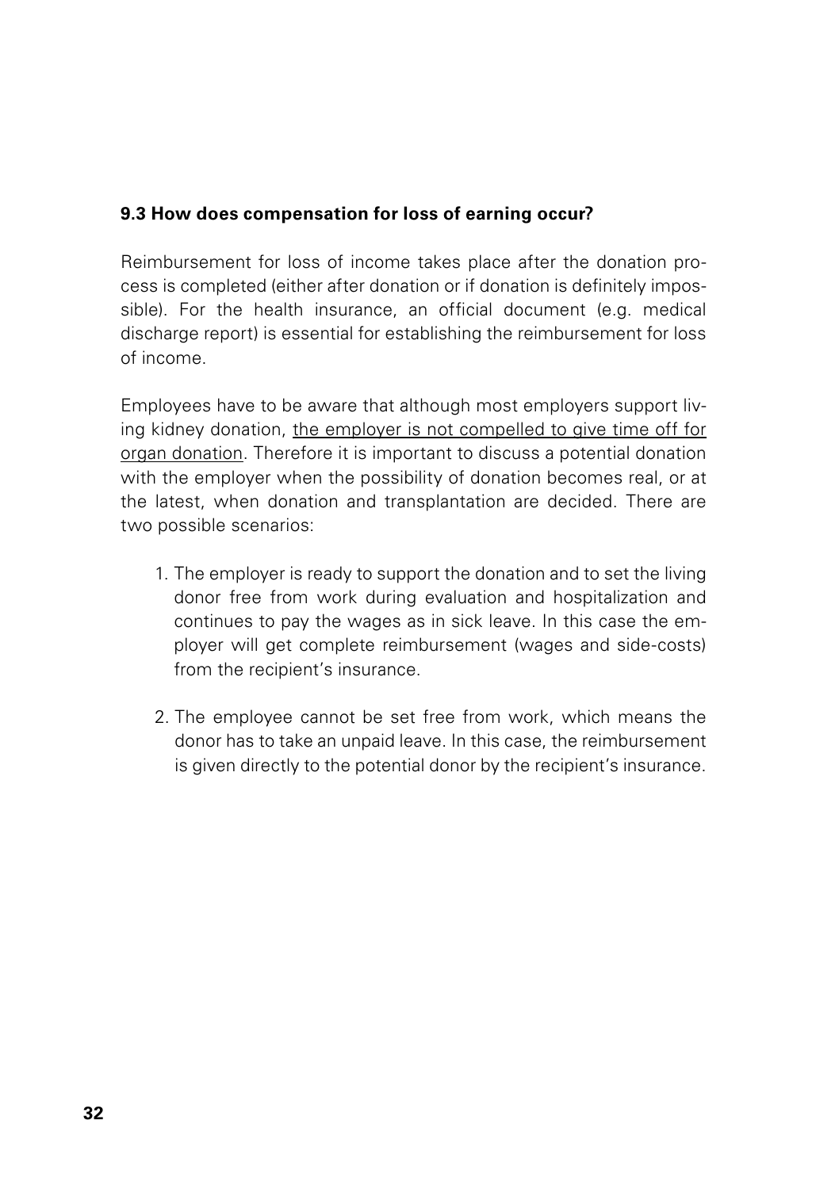### 9.3 How does compensation for loss of earning occur?

Reimbursement for loss of income takes place after the donation process is completed (either after donation or if donation is definitely impossible). For the health insurance, an official document (e.g. medical discharge report) is essential for establishing the reimbursement for loss of income.

Employees have to be aware that although most employers support living kidney donation, <u>the employer is not compelled to give time off for organ donation</u>. Therefore it is important to discuss a potential donation with the employer when the possibility of donation becomes real, or at the latest, when donation and transplantation are decided. There are two possible scenarios:

1. The employer is ready to support the donation and to set the living donor free from work during evaluation and hospitalization and continues to pay the wages as in sick leave. In this case the employer will get complete reimbursement (wages and side-costs) from the recipient's insurance.

2. The employee cannot be set free from work, which means the donor has to take an unpaid leave. In this case, the reimbursement is given directly to the potential donor by the recipient's insurance.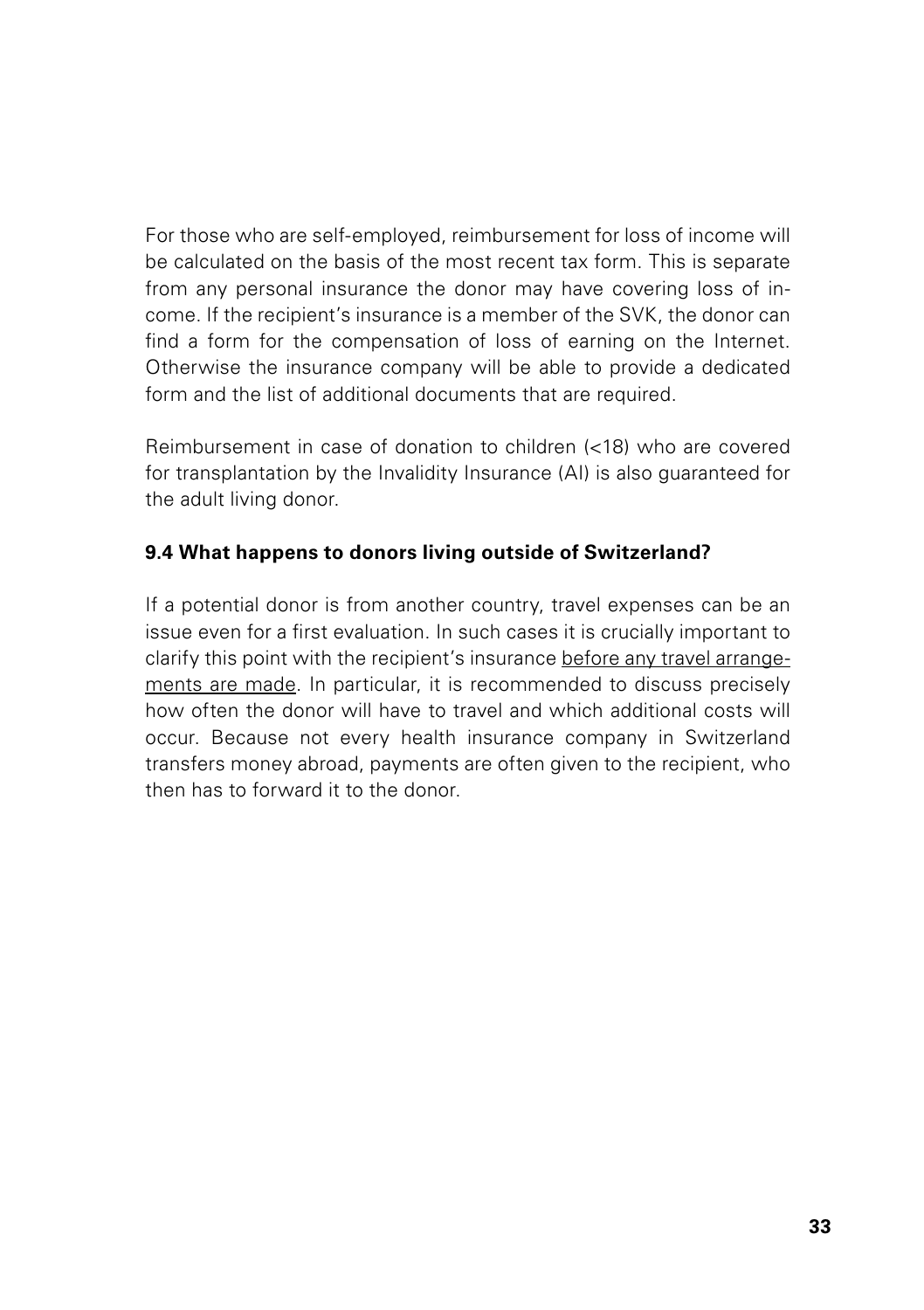For those who are self-employed, reimbursement for loss of income will be calculated on the basis of the most recent tax form. This is separate from any personal insurance the donor may have covering loss of income. If the recipient's insurance is a member of the SVK, the donor can find a form for the compensation of loss of earning on the Internet. Otherwise the insurance company will be able to provide a dedicated form and the list of additional documents that are required.

Reimbursement in case of donation to children (<18) who are covered for transplantation by the Invalidity Insurance (AI) is also guaranteed for the adult living donor.

### 9.4 What happens to donors living outside of Switzerland?

If a potential donor is from another country, travel expenses can be an issue even for a first evaluation. In such cases it is crucially important to clarify this point with the recipient's insurance <u>before any travel arrangements are made</u>. In particular, it is recommended to discuss precisely how often the donor will have to travel and which additional costs will occur. Because not every health insurance company in Switzerland transfers money abroad, payments are often given to the recipient, who then has to forward it to the donor.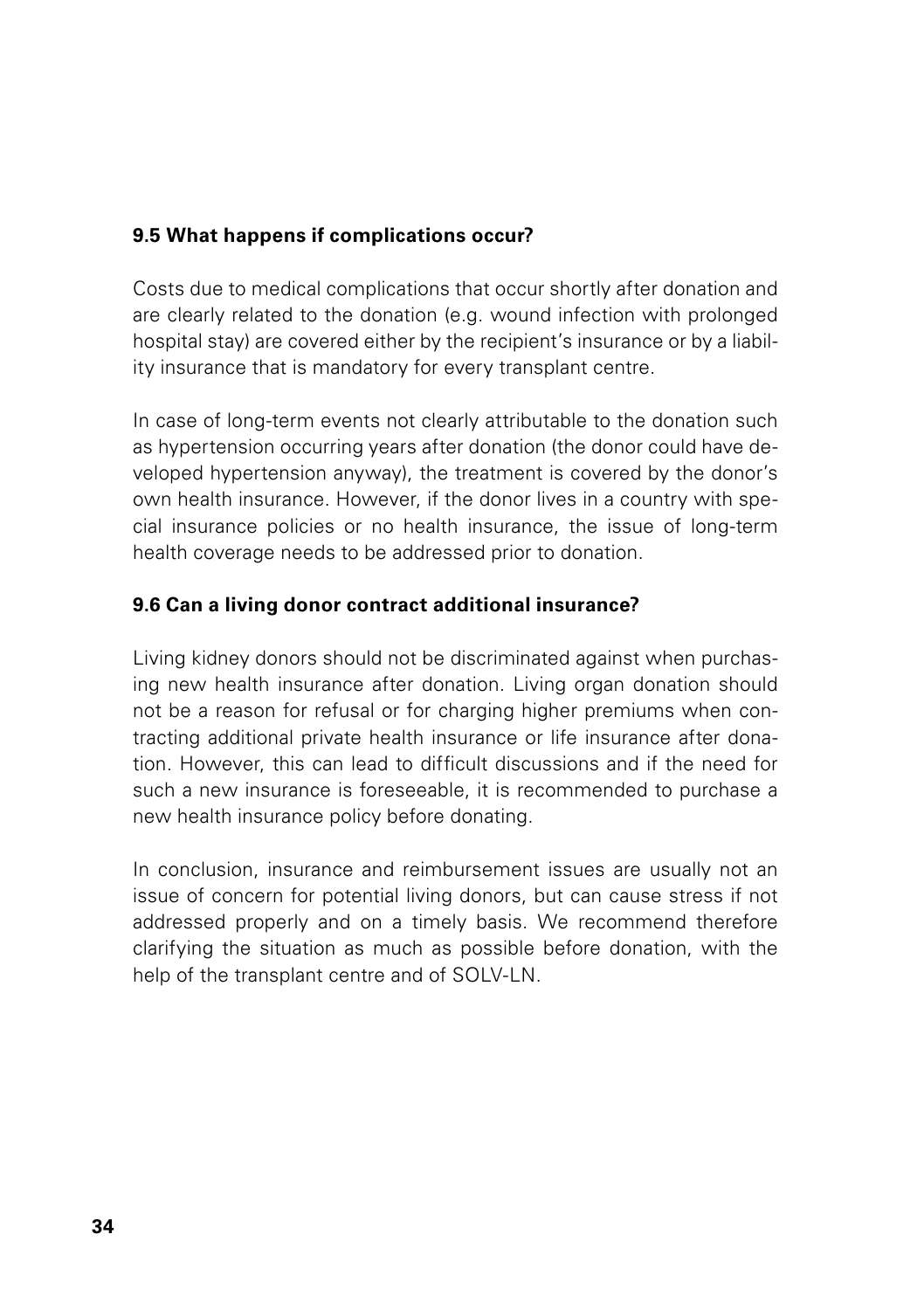### 9.5 What happens if complications occur?

Costs due to medical complications that occur shortly after donation and are clearly related to the donation (e.g. wound infection with prolonged hospital stay) are covered either by the recipient's insurance or by a liability insurance that is mandatory for every transplant centre.

In case of long-term events not clearly attributable to the donation such as hypertension occurring years after donation (the donor could have developed hypertension anyway), the treatment is covered by the donor's own health insurance. However, if the donor lives in a country with special insurance policies or no health insurance, the issue of long-term health coverage needs to be addressed prior to donation.

### 9.6 Can a living donor contract additional insurance?

Living kidney donors should not be discriminated against when purchasing new health insurance after donation. Living organ donation should not be a reason for refusal or for charging higher premiums when contracting additional private health insurance or life insurance after donation. However, this can lead to difficult discussions and if the need for such a new insurance is foreseeable, it is recommended to purchase a new health insurance policy before donating.

In conclusion, insurance and reimbursement issues are usually not an issue of concern for potential living donors, but can cause stress if not addressed properly and on a timely basis. We recommend therefore clarifying the situation as much as possible before donation, with the help of the transplant centre and of SOLV-LN.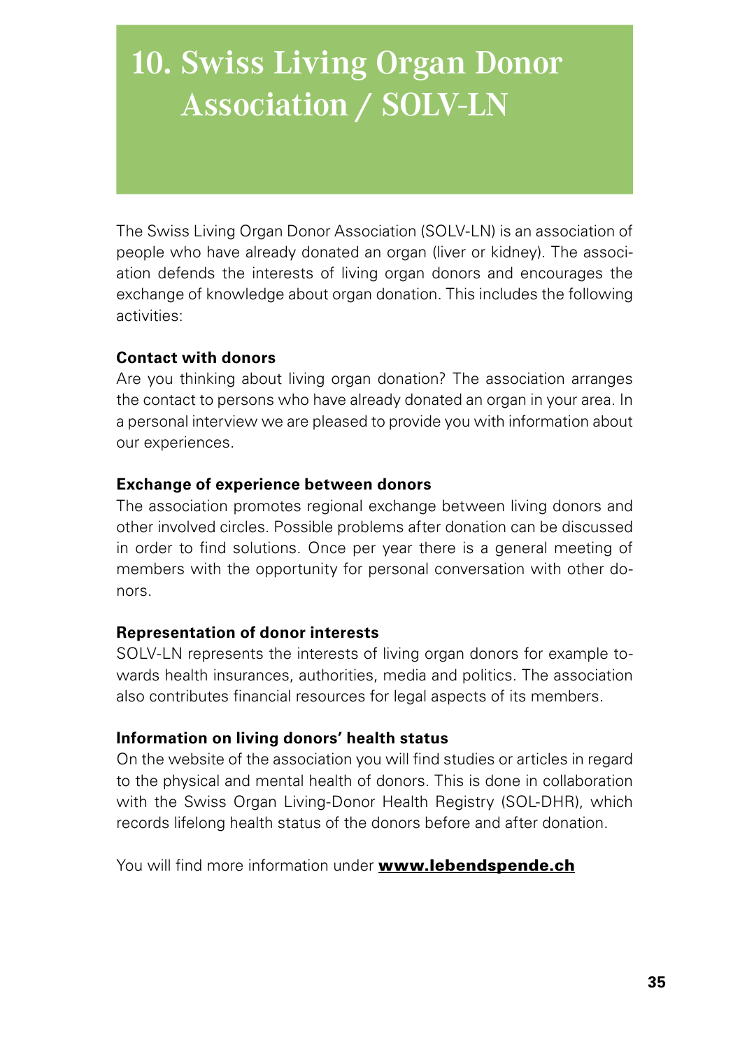# 10. Swiss Living Organ Donor Association / SOLV-LN

The Swiss Living Organ Donor Association (SOLV-LN) is an association of people who have already donated an organ (liver or kidney). The association defends the interests of living organ donors and encourages the exchange of knowledge about organ donation. This includes the following activities:

**Contact with donors**
Are you thinking about living organ donation? The association arranges the contact to persons who have already donated an organ in your area. In a personal interview we are pleased to provide you with information about our experiences.

**Exchange of experience between donors**
The association promotes regional exchange between living donors and other involved circles. Possible problems after donation can be discussed in order to find solutions. Once per year there is a general meeting of members with the opportunity for personal conversation with other donors.

**Representation of donor interests**
SOLV-LN represents the interests of living organ donors for example towards health insurances, authorities, media and politics. The association also contributes financial resources for legal aspects of its members.

**Information on living donors' health status**
On the website of the association you will find studies or articles in regard to the physical and mental health of donors. This is done in collaboration with the Swiss Organ Living-Donor Health Registry (SOL-DHR), which records lifelong health status of the donors before and after donation.

You will find more information under **www.lebendspende.ch**